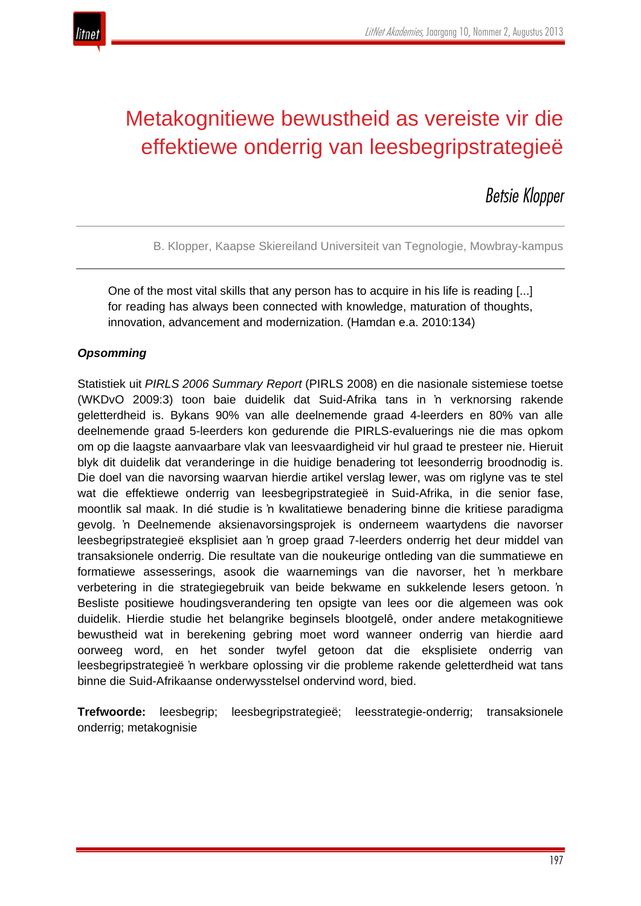# Metakognitiewe bewustheid as vereiste vir die effektiewe onderrig van leesbegripstrategieë

*Betsie Klopper*

B. Klopper, Kaapse Skiereiland Universiteit van Tegnologie, Mowbray-kampus

> One of the most vital skills that any person has to acquire in his life is reading [...] for reading has always been connected with knowledge, maturation of thoughts, innovation, advancement and modernization. (Hamdan e.a. 2010:134)

***Opsomming***

Statistiek uit *PIRLS 2006 Summary Report* (PIRLS 2008) en die nasionale sistemiese toetse (WKDvO 2009:3) toon baie duidelik dat Suid-Afrika tans in ŉ verknorsing rakende geletterdheid is. Bykans 90% van alle deelnemende graad 4-leerders en 80% van alle deelnemende graad 5-leerders kon gedurende die PIRLS-evaluerings nie die mas opkom om op die laagste aanvaarbare vlak van leesvaardigheid vir hul graad te presteer nie. Hieruit blyk dit duidelik dat veranderinge in die huidige benadering tot leesonderrig broodnodig is. Die doel van die navorsing waarvan hierdie artikel verslag lewer, was om riglyne vas te stel wat die effektiewe onderrig van leesbegripstrategieë in Suid-Afrika, in die senior fase, moontlik sal maak. In dié studie is ŉ kwalitatiewe benadering binne die kritiese paradigma gevolg. ŉ Deelnemende aksienavorsingsprojek is onderneem waartydens die navorser leesbegripstrategieë eksplisiet aan ŉ groep graad 7-leerders onderrig het deur middel van transaksionele onderrig. Die resultate van die noukeurige ontleding van die summatiewe en formatiewe assesserings, asook die waarnemings van die navorser, het ŉ merkbare verbetering in die strategiegebruik van beide bekwame en sukkelende lesers getoon. ŉ Besliste positiewe houdingsverandering ten opsigte van lees oor die algemeen was ook duidelik. Hierdie studie het belangrike beginsels blootgelê, onder andere metakognitiewe bewustheid wat in berekening gebring moet word wanneer onderrig van hierdie aard oorweeg word, en het sonder twyfel getoon dat die eksplisiete onderrig van leesbegripstrategieë ŉ werkbare oplossing vir die probleme rakende geletterdheid wat tans binne die Suid-Afrikaanse onderwysstelsel ondervind word, bied.

**Trefwoorde:** leesbegrip; leesbegripstrategieë; leesstrategie-onderrig; transaksionele onderrig; metakognisie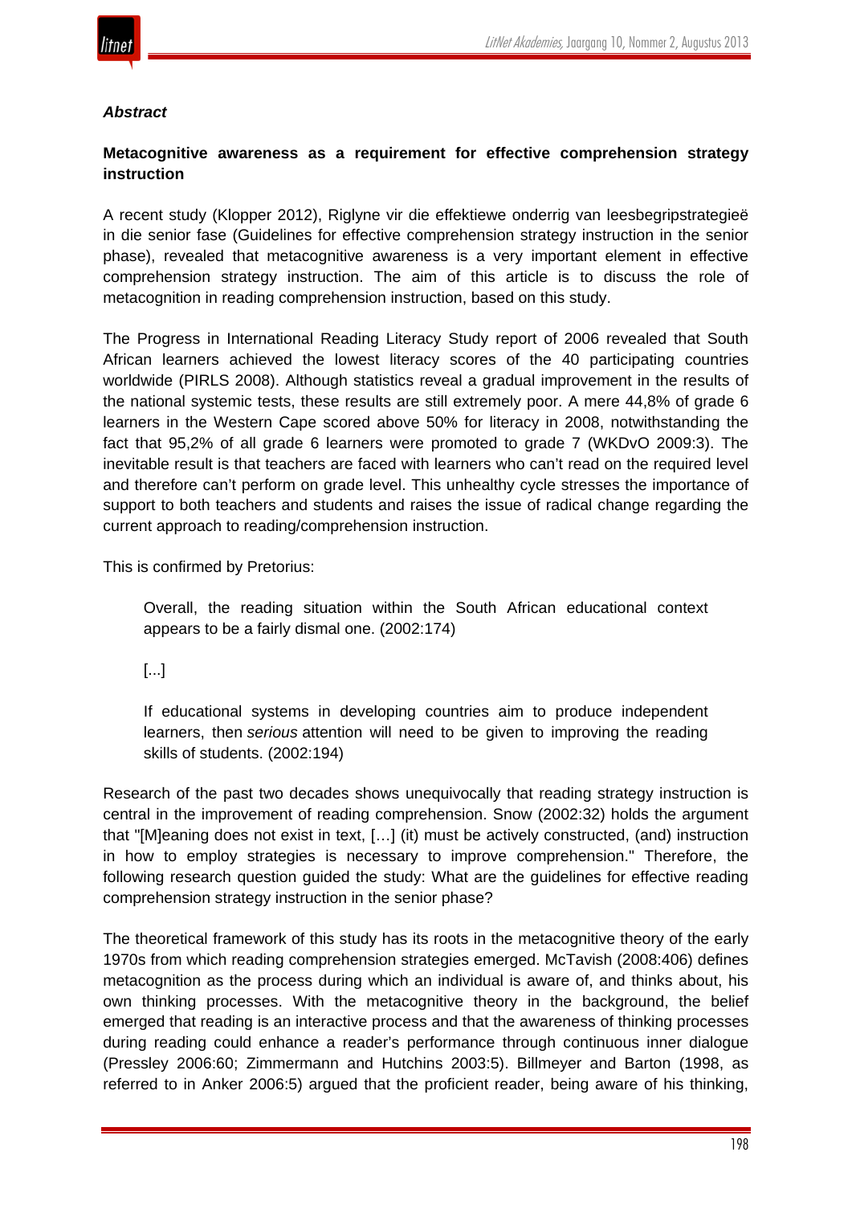### *Abstract*

**Metacognitive awareness as a requirement for effective comprehension strategy instruction**

A recent study (Klopper 2012), Riglyne vir die effektiewe onderrig van leesbegripstrategieë in die senior fase (Guidelines for effective comprehension strategy instruction in the senior phase), revealed that metacognitive awareness is a very important element in effective comprehension strategy instruction. The aim of this article is to discuss the role of metacognition in reading comprehension instruction, based on this study.

The Progress in International Reading Literacy Study report of 2006 revealed that South African learners achieved the lowest literacy scores of the 40 participating countries worldwide (PIRLS 2008). Although statistics reveal a gradual improvement in the results of the national systemic tests, these results are still extremely poor. A mere 44,8% of grade 6 learners in the Western Cape scored above 50% for literacy in 2008, notwithstanding the fact that 95,2% of all grade 6 learners were promoted to grade 7 (WKDvO 2009:3). The inevitable result is that teachers are faced with learners who can't read on the required level and therefore can't perform on grade level. This unhealthy cycle stresses the importance of support to both teachers and students and raises the issue of radical change regarding the current approach to reading/comprehension instruction.

This is confirmed by Pretorius:

> Overall, the reading situation within the South African educational context appears to be a fairly dismal one. (2002:174)
>
> [...]
>
> If educational systems in developing countries aim to produce independent learners, then *serious* attention will need to be given to improving the reading skills of students. (2002:194)

Research of the past two decades shows unequivocally that reading strategy instruction is central in the improvement of reading comprehension. Snow (2002:32) holds the argument that "[M]eaning does not exist in text, […] (it) must be actively constructed, (and) instruction in how to employ strategies is necessary to improve comprehension." Therefore, the following research question guided the study: What are the guidelines for effective reading comprehension strategy instruction in the senior phase?

The theoretical framework of this study has its roots in the metacognitive theory of the early 1970s from which reading comprehension strategies emerged. McTavish (2008:406) defines metacognition as the process during which an individual is aware of, and thinks about, his own thinking processes. With the metacognitive theory in the background, the belief emerged that reading is an interactive process and that the awareness of thinking processes during reading could enhance a reader's performance through continuous inner dialogue (Pressley 2006:60; Zimmermann and Hutchins 2003:5). Billmeyer and Barton (1998, as referred to in Anker 2006:5) argued that the proficient reader, being aware of his thinking,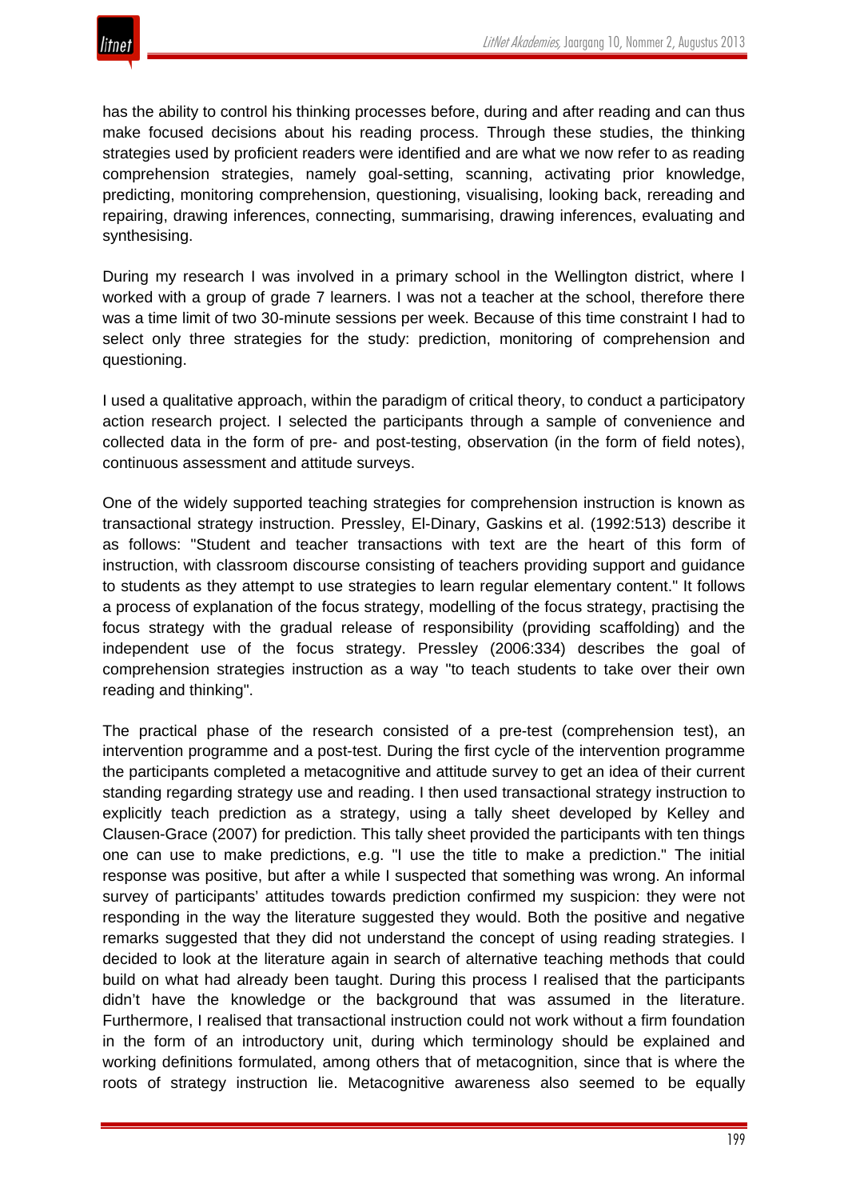has the ability to control his thinking processes before, during and after reading and can thus make focused decisions about his reading process. Through these studies, the thinking strategies used by proficient readers were identified and are what we now refer to as reading comprehension strategies, namely goal-setting, scanning, activating prior knowledge, predicting, monitoring comprehension, questioning, visualising, looking back, rereading and repairing, drawing inferences, connecting, summarising, drawing inferences, evaluating and synthesising.

During my research I was involved in a primary school in the Wellington district, where I worked with a group of grade 7 learners. I was not a teacher at the school, therefore there was a time limit of two 30-minute sessions per week. Because of this time constraint I had to select only three strategies for the study: prediction, monitoring of comprehension and questioning.

I used a qualitative approach, within the paradigm of critical theory, to conduct a participatory action research project. I selected the participants through a sample of convenience and collected data in the form of pre- and post-testing, observation (in the form of field notes), continuous assessment and attitude surveys.

One of the widely supported teaching strategies for comprehension instruction is known as transactional strategy instruction. Pressley, El-Dinary, Gaskins et al. (1992:513) describe it as follows: "Student and teacher transactions with text are the heart of this form of instruction, with classroom discourse consisting of teachers providing support and guidance to students as they attempt to use strategies to learn regular elementary content." It follows a process of explanation of the focus strategy, modelling of the focus strategy, practising the focus strategy with the gradual release of responsibility (providing scaffolding) and the independent use of the focus strategy. Pressley (2006:334) describes the goal of comprehension strategies instruction as a way "to teach students to take over their own reading and thinking".

The practical phase of the research consisted of a pre-test (comprehension test), an intervention programme and a post-test. During the first cycle of the intervention programme the participants completed a metacognitive and attitude survey to get an idea of their current standing regarding strategy use and reading. I then used transactional strategy instruction to explicitly teach prediction as a strategy, using a tally sheet developed by Kelley and Clausen-Grace (2007) for prediction. This tally sheet provided the participants with ten things one can use to make predictions, e.g. "I use the title to make a prediction." The initial response was positive, but after a while I suspected that something was wrong. An informal survey of participants' attitudes towards prediction confirmed my suspicion: they were not responding in the way the literature suggested they would. Both the positive and negative remarks suggested that they did not understand the concept of using reading strategies. I decided to look at the literature again in search of alternative teaching methods that could build on what had already been taught. During this process I realised that the participants didn't have the knowledge or the background that was assumed in the literature. Furthermore, I realised that transactional instruction could not work without a firm foundation in the form of an introductory unit, during which terminology should be explained and working definitions formulated, among others that of metacognition, since that is where the roots of strategy instruction lie. Metacognitive awareness also seemed to be equally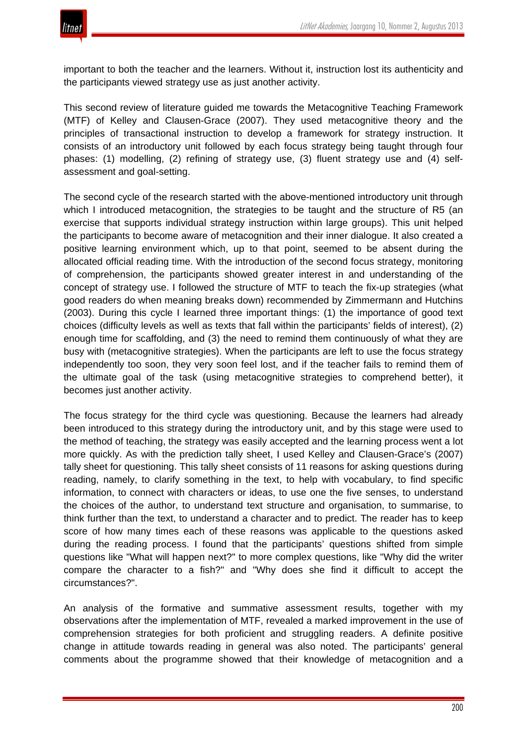important to both the teacher and the learners. Without it, instruction lost its authenticity and the participants viewed strategy use as just another activity.

This second review of literature guided me towards the Metacognitive Teaching Framework (MTF) of Kelley and Clausen-Grace (2007). They used metacognitive theory and the principles of transactional instruction to develop a framework for strategy instruction. It consists of an introductory unit followed by each focus strategy being taught through four phases: (1) modelling, (2) refining of strategy use, (3) fluent strategy use and (4) self-assessment and goal-setting.

The second cycle of the research started with the above-mentioned introductory unit through which I introduced metacognition, the strategies to be taught and the structure of R5 (an exercise that supports individual strategy instruction within large groups). This unit helped the participants to become aware of metacognition and their inner dialogue. It also created a positive learning environment which, up to that point, seemed to be absent during the allocated official reading time. With the introduction of the second focus strategy, monitoring of comprehension, the participants showed greater interest in and understanding of the concept of strategy use. I followed the structure of MTF to teach the fix-up strategies (what good readers do when meaning breaks down) recommended by Zimmermann and Hutchins (2003). During this cycle I learned three important things: (1) the importance of good text choices (difficulty levels as well as texts that fall within the participants' fields of interest), (2) enough time for scaffolding, and (3) the need to remind them continuously of what they are busy with (metacognitive strategies). When the participants are left to use the focus strategy independently too soon, they very soon feel lost, and if the teacher fails to remind them of the ultimate goal of the task (using metacognitive strategies to comprehend better), it becomes just another activity.

The focus strategy for the third cycle was questioning. Because the learners had already been introduced to this strategy during the introductory unit, and by this stage were used to the method of teaching, the strategy was easily accepted and the learning process went a lot more quickly. As with the prediction tally sheet, I used Kelley and Clausen-Grace's (2007) tally sheet for questioning. This tally sheet consists of 11 reasons for asking questions during reading, namely, to clarify something in the text, to help with vocabulary, to find specific information, to connect with characters or ideas, to use one the five senses, to understand the choices of the author, to understand text structure and organisation, to summarise, to think further than the text, to understand a character and to predict. The reader has to keep score of how many times each of these reasons was applicable to the questions asked during the reading process. I found that the participants' questions shifted from simple questions like "What will happen next?" to more complex questions, like "Why did the writer compare the character to a fish?" and "Why does she find it difficult to accept the circumstances?".

An analysis of the formative and summative assessment results, together with my observations after the implementation of MTF, revealed a marked improvement in the use of comprehension strategies for both proficient and struggling readers. A definite positive change in attitude towards reading in general was also noted. The participants' general comments about the programme showed that their knowledge of metacognition and a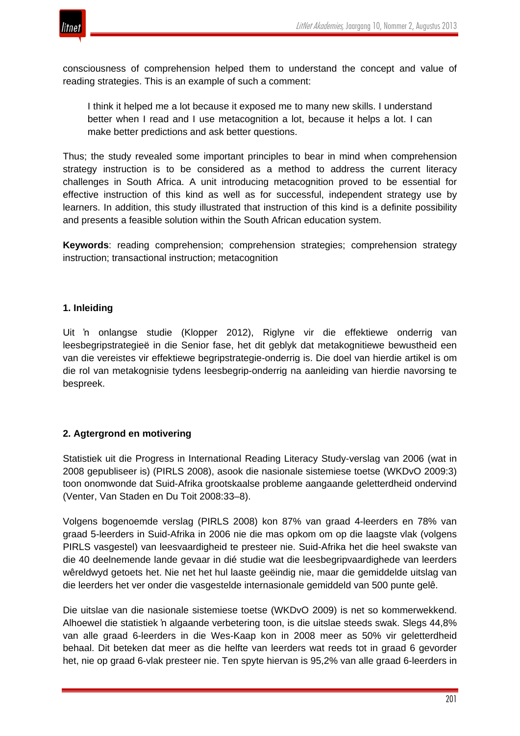consciousness of comprehension helped them to understand the concept and value of reading strategies. This is an example of such a comment:

> I think it helped me a lot because it exposed me to many new skills. I understand better when I read and I use metacognition a lot, because it helps a lot. I can make better predictions and ask better questions.

Thus; the study revealed some important principles to bear in mind when comprehension strategy instruction is to be considered as a method to address the current literacy challenges in South Africa. A unit introducing metacognition proved to be essential for effective instruction of this kind as well as for successful, independent strategy use by learners. In addition, this study illustrated that instruction of this kind is a definite possibility and presents a feasible solution within the South African education system.

**Keywords**: reading comprehension; comprehension strategies; comprehension strategy instruction; transactional instruction; metacognition

## 1. Inleiding

Uit ŉ onlangse studie (Klopper 2012), Riglyne vir die effektiewe onderrig van leesbegripstrategieë in die Senior fase, het dit geblyk dat metakognitiewe bewustheid een van die vereistes vir effektiewe begripstrategie-onderrig is. Die doel van hierdie artikel is om die rol van metakognisie tydens leesbegrip-onderrig na aanleiding van hierdie navorsing te bespreek.

## 2. Agtergrond en motivering

Statistiek uit die Progress in International Reading Literacy Study-verslag van 2006 (wat in 2008 gepubliseer is) (PIRLS 2008), asook die nasionale sistemiese toetse (WKDvO 2009:3) toon onomwonde dat Suid-Afrika grootskaalse probleme aangaande geletterdheid ondervind (Venter, Van Staden en Du Toit 2008:33–8).

Volgens bogenoemde verslag (PIRLS 2008) kon 87% van graad 4-leerders en 78% van graad 5-leerders in Suid-Afrika in 2006 nie die mas opkom om op die laagste vlak (volgens PIRLS vasgestel) van leesvaardigheid te presteer nie. Suid-Afrika het die heel swakste van die 40 deelnemende lande gevaar in dié studie wat die leesbegripvaardighede van leerders wêreldwyd getoets het. Nie net het hul laaste geëindig nie, maar die gemiddelde uitslag van die leerders het ver onder die vasgestelde internasionale gemiddeld van 500 punte gelê.

Die uitslae van die nasionale sistemiese toetse (WKDvO 2009) is net so kommerwekkend. Alhoewel die statistiek ŉ algaande verbetering toon, is die uitslae steeds swak. Slegs 44,8% van alle graad 6-leerders in die Wes-Kaap kon in 2008 meer as 50% vir geletterdheid behaal. Dit beteken dat meer as die helfte van leerders wat reeds tot in graad 6 gevorder het, nie op graad 6-vlak presteer nie. Ten spyte hiervan is 95,2% van alle graad 6-leerders in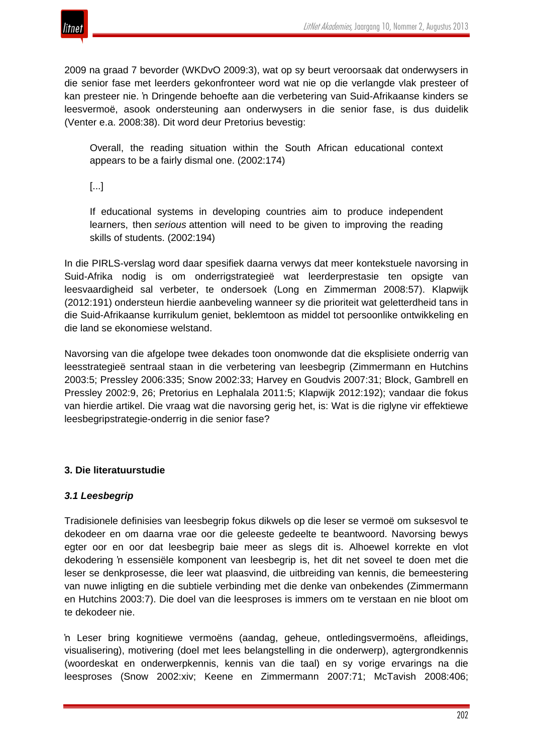2009 na graad 7 bevorder (WKDvO 2009:3), wat op sy beurt veroorsaak dat onderwysers in die senior fase met leerders gekonfronteer word wat nie op die verlangde vlak presteer of kan presteer nie. ŉ Dringende behoefte aan die verbetering van Suid-Afrikaanse kinders se leesvermoë, asook ondersteuning aan onderwysers in die senior fase, is dus duidelik (Venter e.a. 2008:38). Dit word deur Pretorius bevestig:

> Overall, the reading situation within the South African educational context appears to be a fairly dismal one. (2002:174)
>
> [...]
>
> If educational systems in developing countries aim to produce independent learners, then *serious* attention will need to be given to improving the reading skills of students. (2002:194)

In die PIRLS-verslag word daar spesifiek daarna verwys dat meer kontekstuele navorsing in Suid-Afrika nodig is om onderrigstrategieë wat leerderprestasie ten opsigte van leesvaardigheid sal verbeter, te ondersoek (Long en Zimmerman 2008:57). Klapwijk (2012:191) ondersteun hierdie aanbeveling wanneer sy die prioriteit wat geletterdheid tans in die Suid-Afrikaanse kurrikulum geniet, beklemtoon as middel tot persoonlike ontwikkeling en die land se ekonomiese welstand.

Navorsing van die afgelope twee dekades toon onomwonde dat die eksplisiete onderrig van leesstrategieë sentraal staan in die verbetering van leesbegrip (Zimmermann en Hutchins 2003:5; Pressley 2006:335; Snow 2002:33; Harvey en Goudvis 2007:31; Block, Gambrell en Pressley 2002:9, 26; Pretorius en Lephalala 2011:5; Klapwijk 2012:192); vandaar die fokus van hierdie artikel. Die vraag wat die navorsing gerig het, is: Wat is die riglyne vir effektiewe leesbegripstrategie-onderrig in die senior fase?

## 3. Die literatuurstudie

### *3.1 Leesbegrip*

Tradisionele definisies van leesbegrip fokus dikwels op die leser se vermoë om suksesvol te dekodeer en om daarna vrae oor die geleeste gedeelte te beantwoord. Navorsing bewys egter oor en oor dat leesbegrip baie meer as slegs dit is. Alhoewel korrekte en vlot dekodering ŉ essensiële komponent van leesbegrip is, het dit net soveel te doen met die leser se denkprosesse, die leer wat plaasvind, die uitbreiding van kennis, die bemeestering van nuwe inligting en die subtiele verbinding met die denke van onbekendes (Zimmermann en Hutchins 2003:7). Die doel van die leesproses is immers om te verstaan en nie bloot om te dekodeer nie.

ŉ Leser bring kognitiewe vermoëns (aandag, geheue, ontledingsvermoëns, afleidings, visualisering), motivering (doel met lees belangstelling in die onderwerp), agtergrondkennis (woordeskat en onderwerpkennis, kennis van die taal) en sy vorige ervarings na die leesproses (Snow 2002:xiv; Keene en Zimmermann 2007:71; McTavish 2008:406;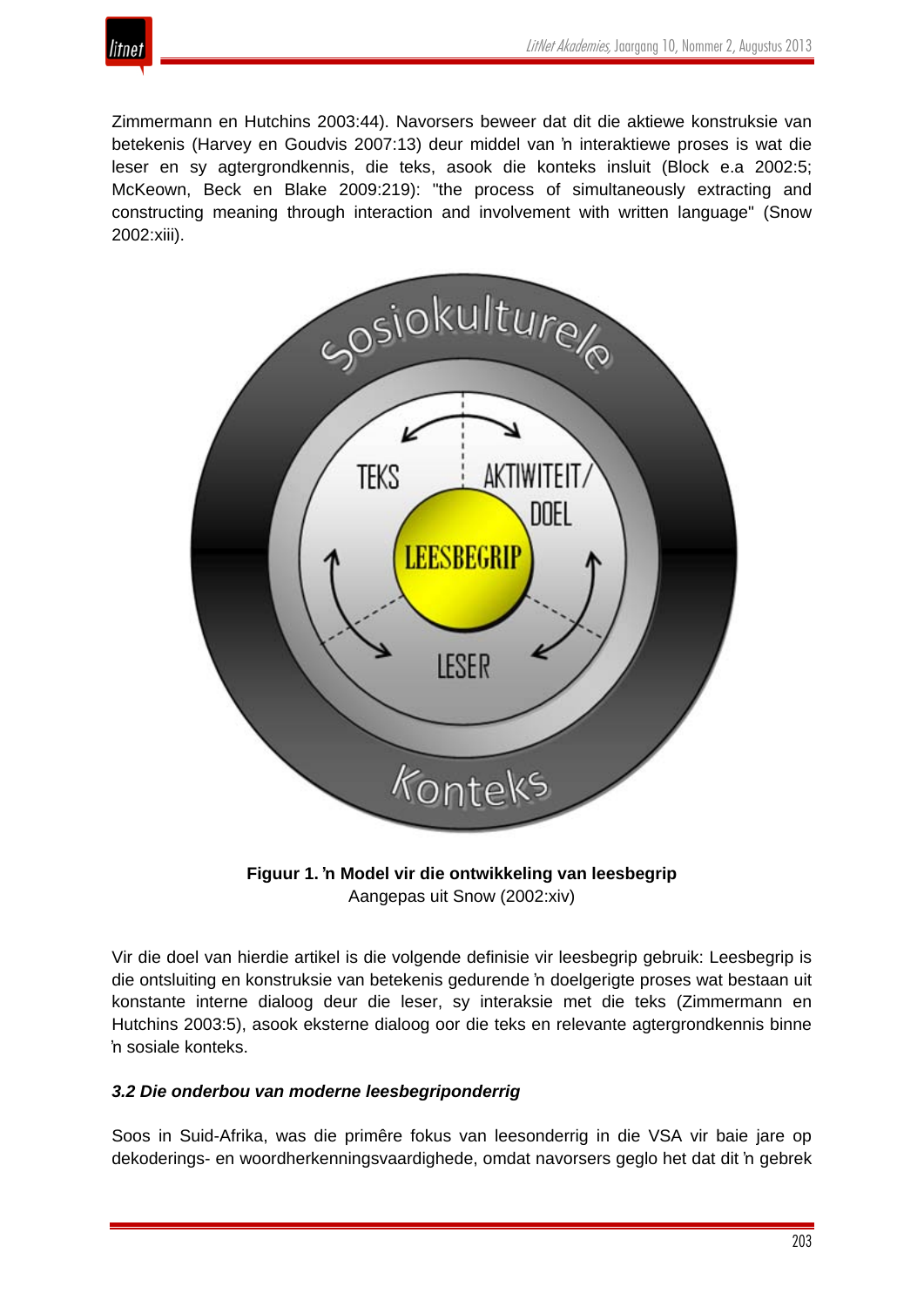Zimmermann en Hutchins 2003:44). Navorsers beweer dat dit die aktiewe konstruksie van betekenis (Harvey en Goudvis 2007:13) deur middel van ŉ interaktiewe proses is wat die leser en sy agtergrondkennis, die teks, asook die konteks insluit (Block e.a 2002:5; McKeown, Beck en Blake 2009:219): "the process of simultaneously extracting and constructing meaning through interaction and involvement with written language" (Snow 2002:xiii).

**Figuur 1. ŉ Model vir die ontwikkeling van leesbegrip**
Aangepas uit Snow (2002:xiv)

Vir die doel van hierdie artikel is die volgende definisie vir leesbegrip gebruik: Leesbegrip is die ontsluiting en konstruksie van betekenis gedurende ŉ doelgerigte proses wat bestaan uit konstante interne dialoog deur die leser, sy interaksie met die teks (Zimmermann en Hutchins 2003:5), asook eksterne dialoog oor die teks en relevante agtergrondkennis binne ŉ sosiale konteks.

### *3.2 Die onderbou van moderne leesbegriponderrig*

Soos in Suid-Afrika, was die primêre fokus van leesonderrig in die VSA vir baie jare op dekoderings- en woordherkenningsvaardighede, omdat navorsers geglo het dat dit ŉ gebrek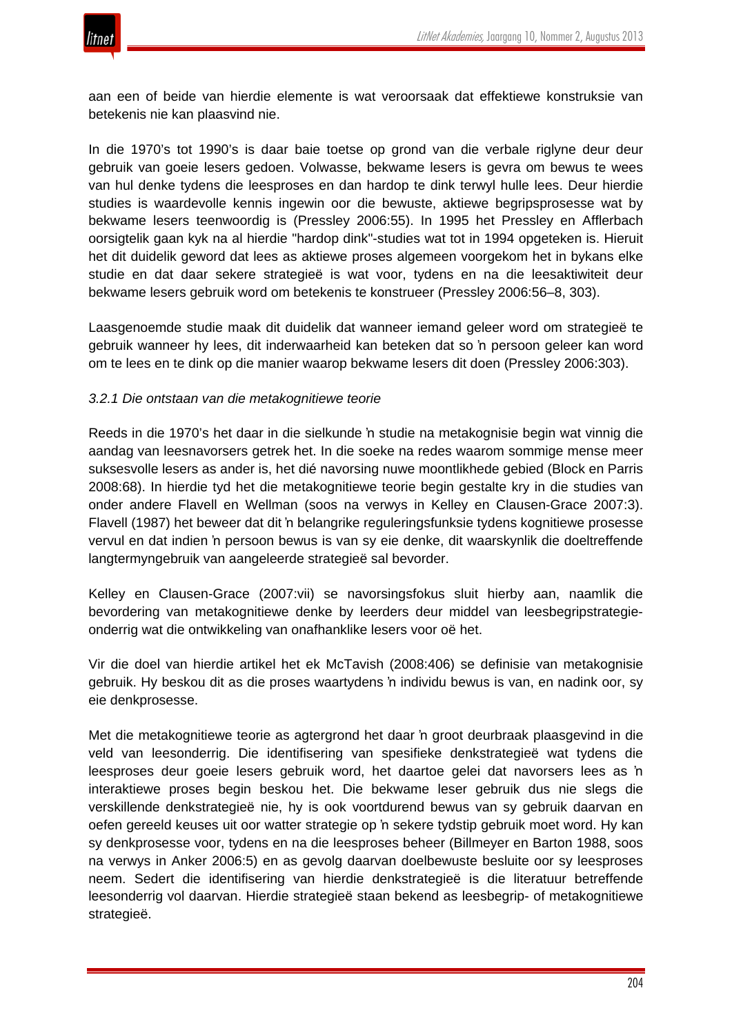aan een of beide van hierdie elemente is wat veroorsaak dat effektiewe konstruksie van betekenis nie kan plaasvind nie.

In die 1970's tot 1990's is daar baie toetse op grond van die verbale riglyne deur deur gebruik van goeie lesers gedoen. Volwasse, bekwame lesers is gevra om bewus te wees van hul denke tydens die leesproses en dan hardop te dink terwyl hulle lees. Deur hierdie studies is waardevolle kennis ingewin oor die bewuste, aktiewe begripsprosesse wat by bekwame lesers teenwoordig is (Pressley 2006:55). In 1995 het Pressley en Afflerbach oorsigtelik gaan kyk na al hierdie "hardop dink"-studies wat tot in 1994 opgeteken is. Hieruit het dit duidelik geword dat lees as aktiewe proses algemeen voorgekom het in bykans elke studie en dat daar sekere strategieë is wat voor, tydens en na die leesaktiwiteit deur bekwame lesers gebruik word om betekenis te konstrueer (Pressley 2006:56–8, 303).

Laasgenoemde studie maak dit duidelik dat wanneer iemand geleer word om strategieë te gebruik wanneer hy lees, dit inderwaarheid kan beteken dat so ŉ persoon geleer kan word om te lees en te dink op die manier waarop bekwame lesers dit doen (Pressley 2006:303).

*3.2.1 Die ontstaan van die metakognitiewe teorie*

Reeds in die 1970's het daar in die sielkunde ŉ studie na metakognisie begin wat vinnig die aandag van leesnavorsers getrek het. In die soeke na redes waarom sommige mense meer suksesvolle lesers as ander is, het dié navorsing nuwe moontlikhede gebied (Block en Parris 2008:68). In hierdie tyd het die metakognitiewe teorie begin gestalte kry in die studies van onder andere Flavell en Wellman (soos na verwys in Kelley en Clausen-Grace 2007:3). Flavell (1987) het beweer dat dit ŉ belangrike reguleringsfunksie tydens kognitiewe prosesse vervul en dat indien ŉ persoon bewus is van sy eie denke, dit waarskynlik die doeltreffende langtermyngebruik van aangeleerde strategieë sal bevorder.

Kelley en Clausen-Grace (2007:vii) se navorsingsfokus sluit hierby aan, naamlik die bevordering van metakognitiewe denke by leerders deur middel van leesbegripstrategie-onderrig wat die ontwikkeling van onafhanklike lesers voor oë het.

Vir die doel van hierdie artikel het ek McTavish (2008:406) se definisie van metakognisie gebruik. Hy beskou dit as die proses waartydens ŉ individu bewus is van, en nadink oor, sy eie denkprosesse.

Met die metakognitiewe teorie as agtergrond het daar ŉ groot deurbraak plaasgevind in die veld van leesonderrig. Die identifisering van spesifieke denkstrategieë wat tydens die leesproses deur goeie lesers gebruik word, het daartoe gelei dat navorsers lees as ŉ interaktiewe proses begin beskou het. Die bekwame leser gebruik dus nie slegs die verskillende denkstrategieë nie, hy is ook voortdurend bewus van sy gebruik daarvan en oefen gereeld keuses uit oor watter strategie op ŉ sekere tydstip gebruik moet word. Hy kan sy denkprosesse voor, tydens en na die leesproses beheer (Billmeyer en Barton 1988, soos na verwys in Anker 2006:5) en as gevolg daarvan doelbewuste besluite oor sy leesproses neem. Sedert die identifisering van hierdie denkstrategieë is die literatuur betreffende leesonderrig vol daarvan. Hierdie strategieë staan bekend as leesbegrip- of metakognitiewe strategieë.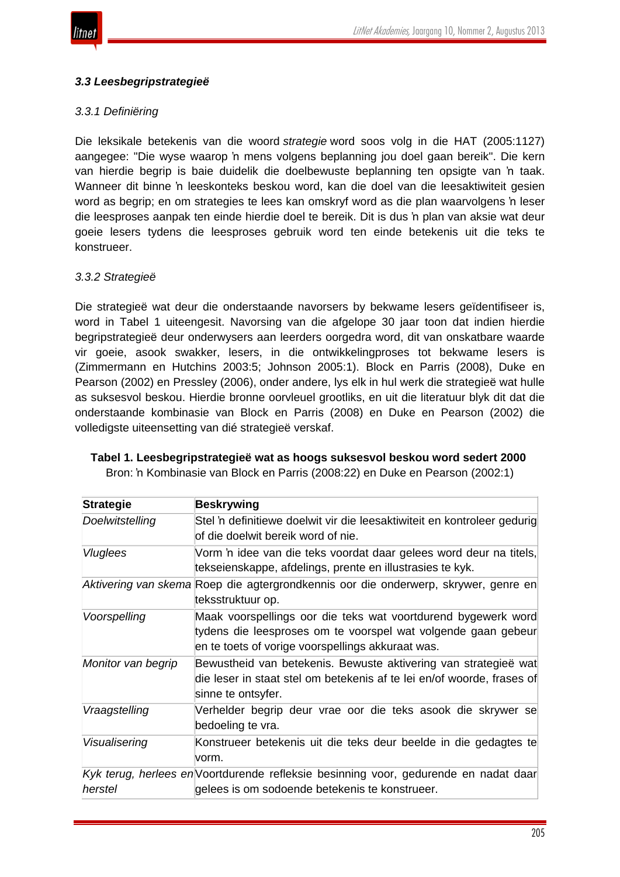### *3.3 Leesbegripstrategieë*

*3.3.1 Definiëring*

Die leksikale betekenis van die woord *strategie* word soos volg in die HAT (2005:1127) aangegee: "Die wyse waarop ŉ mens volgens beplanning jou doel gaan bereik". Die kern van hierdie begrip is baie duidelik die doelbewuste beplanning ten opsigte van ŉ taak. Wanneer dit binne ŉ leeskonteks beskou word, kan die doel van die leesaktiwiteit gesien word as begrip; en om strategies te lees kan omskryf word as die plan waarvolgens ŉ leser die leesproses aanpak ten einde hierdie doel te bereik. Dit is dus ŉ plan van aksie wat deur goeie lesers tydens die leesproses gebruik word ten einde betekenis uit die teks te konstrueer.

*3.3.2 Strategieë*

Die strategieë wat deur die onderstaande navorsers by bekwame lesers geïdentifiseer is, word in Tabel 1 uiteengesit. Navorsing van die afgelope 30 jaar toon dat indien hierdie begripstrategieë deur onderwysers aan leerders oorgedra word, dit van onskatbare waarde vir goeie, asook swakker, lesers, in die ontwikkelingproses tot bekwame lesers is (Zimmermann en Hutchins 2003:5; Johnson 2005:1). Block en Parris (2008), Duke en Pearson (2002) en Pressley (2006), onder andere, lys elk in hul werk die strategieë wat hulle as suksesvol beskou. Hierdie bronne oorvleuel grootliks, en uit die literatuur blyk dit dat die onderstaande kombinasie van Block en Parris (2008) en Duke en Pearson (2002) die volledigste uiteensetting van dié strategieë verskaf.

**Tabel 1. Leesbegripstrategieë wat as hoogs suksesvol beskou word sedert 2000**
Bron: ŉ Kombinasie van Block en Parris (2008:22) en Duke en Pearson (2002:1)

| **Strategie** | **Beskrywing** |
|---|---|
| *Doelwitstelling* | Stel ŉ definitiewe doelwit vir die leesaktiwiteit en kontroleer gedurig of die doelwit bereik word of nie. |
| *Vluglees* | Vorm ŉ idee van die teks voordat daar gelees word deur na titels, tekseienskappe, afdelings, prente en illustrasies te kyk. |
| *Aktivering van skema* | Roep die agtergrondkennis oor die onderwerp, skrywer, genre en teksstruktuur op. |
| *Voorspelling* | Maak voorspellings oor die teks wat voortdurend bygewerk word tydens die leesproses om te voorspel wat volgende gaan gebeur en te toets of vorige voorspellings akkuraat was. |
| *Monitor van begrip* | Bewustheid van betekenis. Bewuste aktivering van strategieë wat die leser in staat stel om betekenis af te lei en/of woorde, frases of sinne te ontsyfer. |
| *Vraagstelling* | Verhelder begrip deur vrae oor die teks asook die skrywer se bedoeling te vra. |
| *Visualisering* | Konstrueer betekenis uit die teks deur beelde in die gedagtes te vorm. |
| *Kyk terug, herlees en herstel* | Voortdurende refleksie besinning voor, gedurende en nadat daar gelees is om sodoende betekenis te konstrueer. |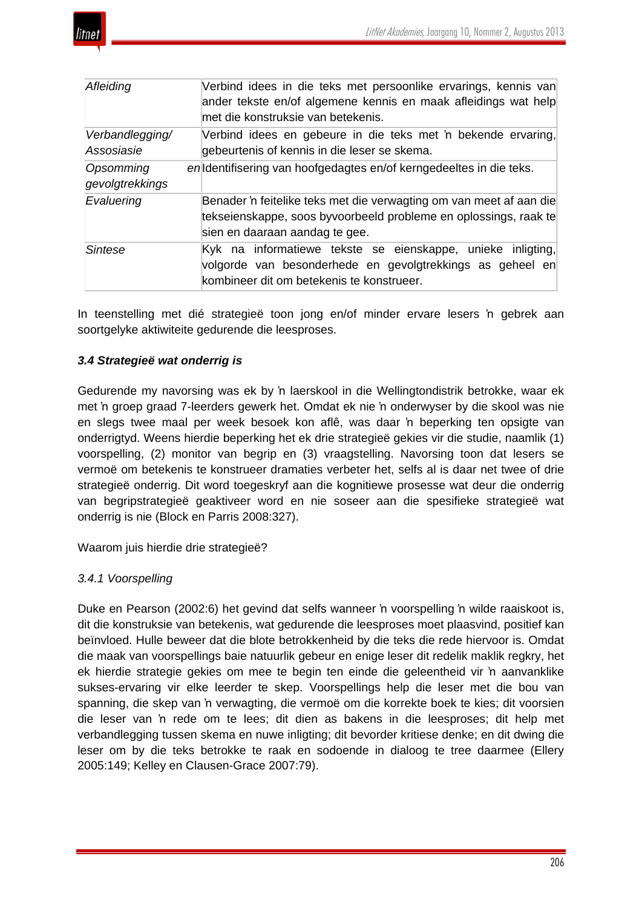| | |
|---|---|
| *Afleiding* | Verbind idees in die teks met persoonlike ervarings, kennis van ander tekste en/of algemene kennis en maak afleidings wat help met die konstruksie van betekenis. |
| *Verbandlegging/ Assosiasie* | Verbind idees en gebeure in die teks met 'n bekende ervaring, gebeurtenis of kennis in die leser se skema. |
| *Opsomming en gevolgtrekkings* | Identifisering van hoofgedagtes en/of kerngedeeltes in die teks. |
| *Evaluering* | Benader 'n feitelike teks met die verwagting om van meet af aan die tekseienskappe, soos byvoorbeeld probleme en oplossings, raak te sien en daaraan aandag te gee. |
| *Sintese* | Kyk na informatiewe tekste se eienskappe, unieke inligting, volgorde van besonderhede en gevolgtrekkings as geheel en kombineer dit om betekenis te konstrueer. |

In teenstelling met dié strategieë toon jong en/of minder ervare lesers 'n gebrek aan soortgelyke aktiwiteite gedurende die leesproses.

### *3.4 Strategieë wat onderrig is*

Gedurende my navorsing was ek by 'n laerskool in die Wellingtondistrik betrokke, waar ek met 'n groep graad 7-leerders gewerk het. Omdat ek nie 'n onderwyser by die skool was nie en slegs twee maal per week besoek kon aflê, was daar 'n beperking ten opsigte van onderrigtyd. Weens hierdie beperking het ek drie strategieë gekies vir die studie, naamlik (1) voorspelling, (2) monitor van begrip en (3) vraagstelling. Navorsing toon dat lesers se vermoë om betekenis te konstrueer dramaties verbeter het, selfs al is daar net twee of drie strategieë onderrig. Dit word toegeskryf aan die kognitiewe prosesse wat deur die onderrig van begripstrategieë geaktiveer word en nie soseer aan die spesifieke strategieë wat onderrig is nie (Block en Parris 2008:327).

Waarom juis hierdie drie strategieë?

#### *3.4.1 Voorspelling*

Duke en Pearson (2002:6) het gevind dat selfs wanneer 'n voorspelling 'n wilde raaiskoot is, dit die konstruksie van betekenis, wat gedurende die leesproses moet plaasvind, positief kan beïnvloed. Hulle beweer dat die blote betrokkenheid by die teks die rede hiervoor is. Omdat die maak van voorspellings baie natuurlik gebeur en enige leser dit redelik maklik regkry, het ek hierdie strategie gekies om mee te begin ten einde die geleentheid vir 'n aanvanklike sukses-ervaring vir elke leerder te skep. Voorspellings help die leser met die bou van spanning, die skep van 'n verwagting, die vermoë om die korrekte boek te kies; dit voorsien die leser van 'n rede om te lees; dit dien as bakens in die leesproses; dit help met verbandlegging tussen skema en nuwe inligting; dit bevorder kritiese denke; en dit dwing die leser om by die teks betrokke te raak en sodoende in dialoog te tree daarmee (Ellery 2005:149; Kelley en Clausen-Grace 2007:79).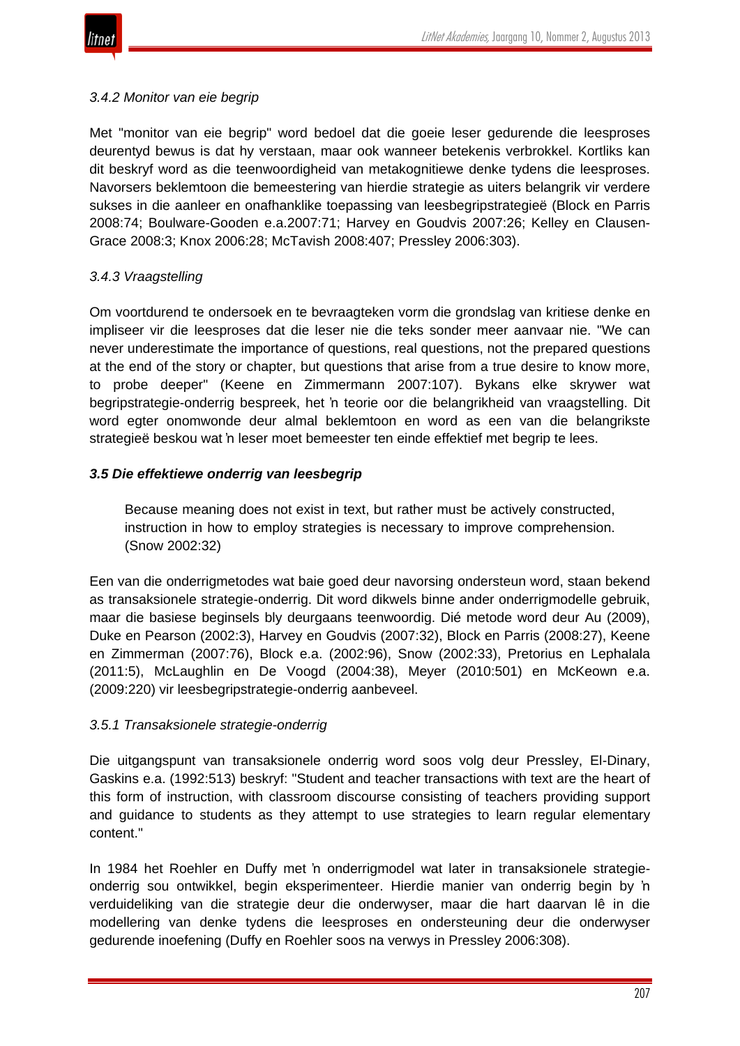*3.4.2 Monitor van eie begrip*

Met "monitor van eie begrip" word bedoel dat die goeie leser gedurende die leesproses deurentyd bewus is dat hy verstaan, maar ook wanneer betekenis verbrokkel. Kortliks kan dit beskryf word as die teenwoordigheid van metakognitiewe denke tydens die leesproses. Navorsers beklemtoon die bemeestering van hierdie strategie as uiters belangrik vir verdere sukses in die aanleer en onafhanklike toepassing van leesbegripstrategieë (Block en Parris 2008:74; Boulware-Gooden e.a.2007:71; Harvey en Goudvis 2007:26; Kelley en Clausen-Grace 2008:3; Knox 2006:28; McTavish 2008:407; Pressley 2006:303).

*3.4.3 Vraagstelling*

Om voortdurend te ondersoek en te bevraagteken vorm die grondslag van kritiese denke en impliseer vir die leesproses dat die leser nie die teks sonder meer aanvaar nie. "We can never underestimate the importance of questions, real questions, not the prepared questions at the end of the story or chapter, but questions that arise from a true desire to know more, to probe deeper" (Keene en Zimmermann 2007:107). Bykans elke skrywer wat begripstrategie-onderrig bespreek, het ŉ teorie oor die belangrikheid van vraagstelling. Dit word egter onomwonde deur almal beklemtoon en word as een van die belangrikste strategieë beskou wat ŉ leser moet bemeester ten einde effektief met begrip te lees.

***3.5 Die effektiewe onderrig van leesbegrip***

> Because meaning does not exist in text, but rather must be actively constructed, instruction in how to employ strategies is necessary to improve comprehension. (Snow 2002:32)

Een van die onderrigmetodes wat baie goed deur navorsing ondersteun word, staan bekend as transaksionele strategie-onderrig. Dit word dikwels binne ander onderrigmodelle gebruik, maar die basiese beginsels bly deurgaans teenwoordig. Dié metode word deur Au (2009), Duke en Pearson (2002:3), Harvey en Goudvis (2007:32), Block en Parris (2008:27), Keene en Zimmerman (2007:76), Block e.a. (2002:96), Snow (2002:33), Pretorius en Lephalala (2011:5), McLaughlin en De Voogd (2004:38), Meyer (2010:501) en McKeown e.a. (2009:220) vir leesbegripstrategie-onderrig aanbeveel.

*3.5.1 Transaksionele strategie-onderrig*

Die uitgangspunt van transaksionele onderrig word soos volg deur Pressley, El-Dinary, Gaskins e.a. (1992:513) beskryf: "Student and teacher transactions with text are the heart of this form of instruction, with classroom discourse consisting of teachers providing support and guidance to students as they attempt to use strategies to learn regular elementary content."

In 1984 het Roehler en Duffy met ŉ onderrigmodel wat later in transaksionele strategie-onderrig sou ontwikkel, begin eksperimenteer. Hierdie manier van onderrig begin by ŉ verduideliking van die strategie deur die onderwyser, maar die hart daarvan lê in die modellering van denke tydens die leesproses en ondersteuning deur die onderwyser gedurende inoefening (Duffy en Roehler soos na verwys in Pressley 2006:308).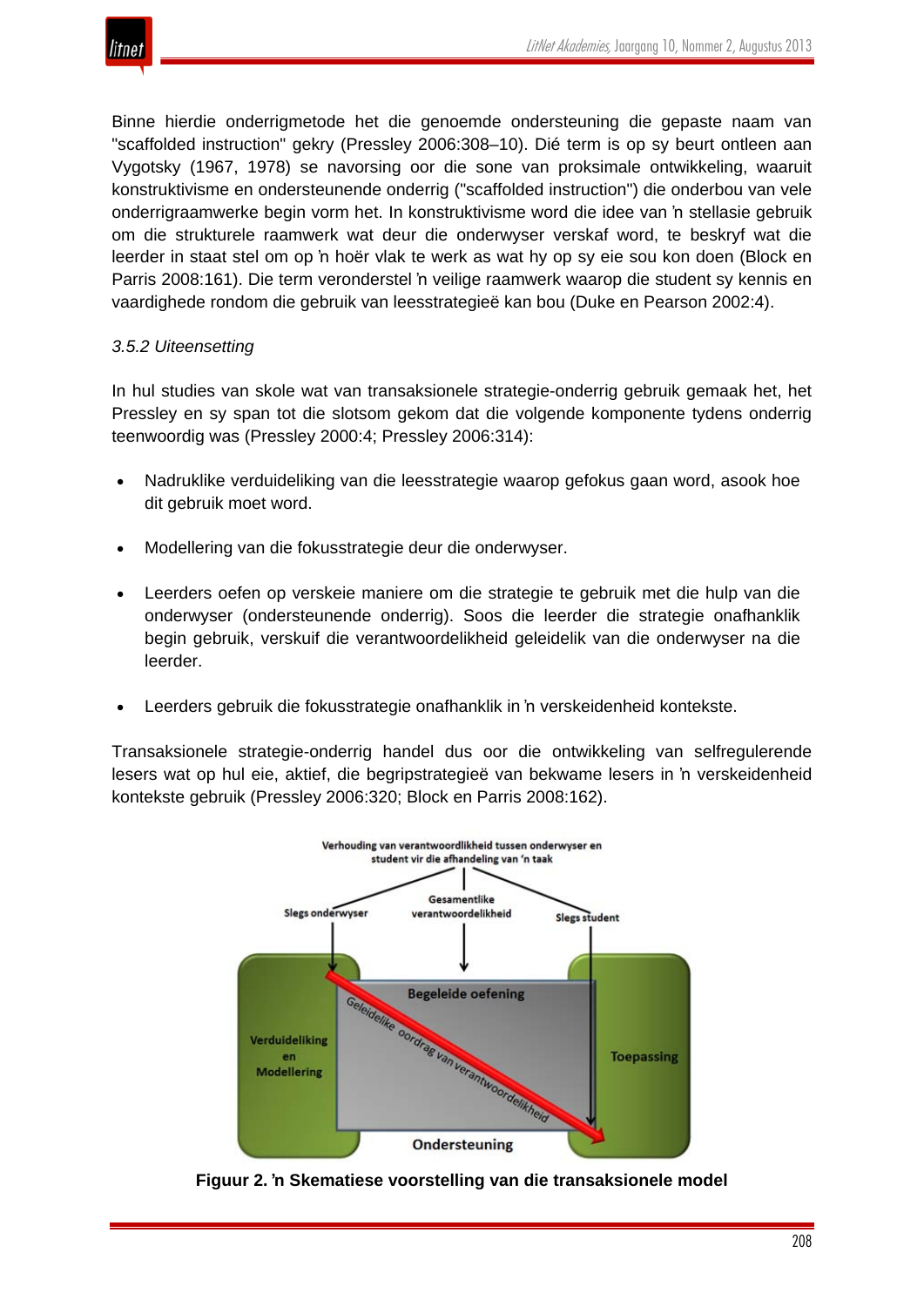Binne hierdie onderrigmetode het die genoemde ondersteuning die gepaste naam van "scaffolded instruction" gekry (Pressley 2006:308–10). Dié term is op sy beurt ontleen aan Vygotsky (1967, 1978) se navorsing oor die sone van proksimale ontwikkeling, waaruit konstruktivisme en ondersteunende onderrig ("scaffolded instruction") die onderbou van vele onderrigraamwerke begin vorm het. In konstruktivisme word die idee van ’n stellasie gebruik om die strukturele raamwerk wat deur die onderwyser verskaf word, te beskryf wat die leerder in staat stel om op ’n hoër vlak te werk as wat hy op sy eie sou kon doen (Block en Parris 2008:161). Die term veronderstel ’n veilige raamwerk waarop die student sy kennis en vaardighede rondom die gebruik van leesstrategieë kan bou (Duke en Pearson 2002:4).

*3.5.2 Uiteensetting*

In hul studies van skole wat van transaksionele strategie-onderrig gebruik gemaak het, het Pressley en sy span tot die slotsom gekom dat die volgende komponente tydens onderrig teenwoordig was (Pressley 2000:4; Pressley 2006:314):

- Nadruklike verduideliking van die leesstrategie waarop gefokus gaan word, asook hoe dit gebruik moet word.
- Modellering van die fokusstrategie deur die onderwyser.
- Leerders oefen op verskeie maniere om die strategie te gebruik met die hulp van die onderwyser (ondersteunende onderrig). Soos die leerder die strategie onafhanklik begin gebruik, verskuif die verantwoordelikheid geleidelik van die onderwyser na die leerder.
- Leerders gebruik die fokusstrategie onafhanklik in ’n verskeidenheid kontekste.

Transaksionele strategie-onderrig handel dus oor die ontwikkeling van selfregulerende lesers wat op hul eie, aktief, die begripstrategieë van bekwame lesers in ’n verskeidenheid kontekste gebruik (Pressley 2006:320; Block en Parris 2008:162).

**Figuur 2. ’n Skematiese voorstelling van die transaksionele model**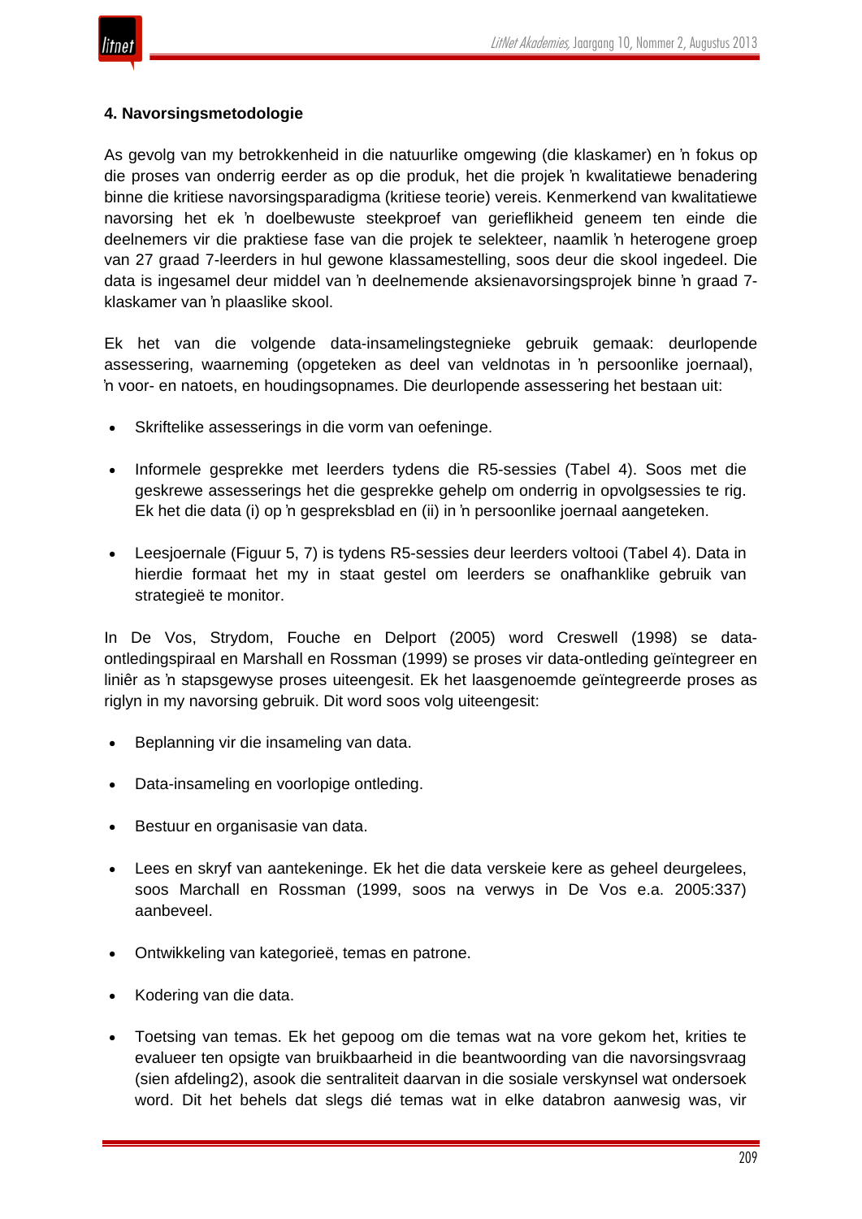#### 4. Navorsingsmetodologie

As gevolg van my betrokkenheid in die natuurlike omgewing (die klaskamer) en ŉ fokus op die proses van onderrig eerder as op die produk, het die projek ŉ kwalitatiewe benadering binne die kritiese navorsingsparadigma (kritiese teorie) vereis. Kenmerkend van kwalitatiewe navorsing het ek ŉ doelbewuste steekproef van gerieflikheid geneem ten einde die deelnemers vir die praktiese fase van die projek te selekteer, naamlik ŉ heterogene groep van 27 graad 7-leerders in hul gewone klassamestelling, soos deur die skool ingedeel. Die data is ingesamel deur middel van ŉ deelnemende aksienavorsingsprojek binne ŉ graad 7-klaskamer van ŉ plaaslike skool.

Ek het van die volgende data-insamelingstegnieke gebruik gemaak: deurlopende assessering, waarneming (opgeteken as deel van veldnotas in ŉ persoonlike joernaal), ŉ voor- en natoets, en houdingsopnames. Die deurlopende assessering het bestaan uit:

- Skriftelike assesserings in die vorm van oefeninge.
- Informele gesprekke met leerders tydens die R5-sessies (Tabel 4). Soos met die geskrewe assesserings het die gesprekke gehelp om onderrig in opvolgsessies te rig. Ek het die data (i) op ŉ gespreksblad en (ii) in ŉ persoonlike joernaal aangeteken.
- Leesjoernale (Figuur 5, 7) is tydens R5-sessies deur leerders voltooi (Tabel 4). Data in hierdie formaat het my in staat gestel om leerders se onafhanklike gebruik van strategieë te monitor.

In De Vos, Strydom, Fouche en Delport (2005) word Creswell (1998) se data-ontledingspiraal en Marshall en Rossman (1999) se proses vir data-ontleding geïntegreer en liniêr as ŉ stapsgewyse proses uiteengesit. Ek het laasgenoemde geïntegreerde proses as riglyn in my navorsing gebruik. Dit word soos volg uiteengesit:

- Beplanning vir die insameling van data.
- Data-insameling en voorlopige ontleding.
- Bestuur en organisasie van data.
- Lees en skryf van aantekeninge. Ek het die data verskeie kere as geheel deurgelees, soos Marchall en Rossman (1999, soos na verwys in De Vos e.a. 2005:337) aanbeveel.
- Ontwikkeling van kategorieë, temas en patrone.
- Kodering van die data.
- Toetsing van temas. Ek het gepoog om die temas wat na vore gekom het, krities te evalueer ten opsigte van bruikbaarheid in die beantwoording van die navorsingsvraag (sien afdeling2), asook die sentraliteit daarvan in die sosiale verskynsel wat ondersoek word. Dit het behels dat slegs dié temas wat in elke databron aanwesig was, vir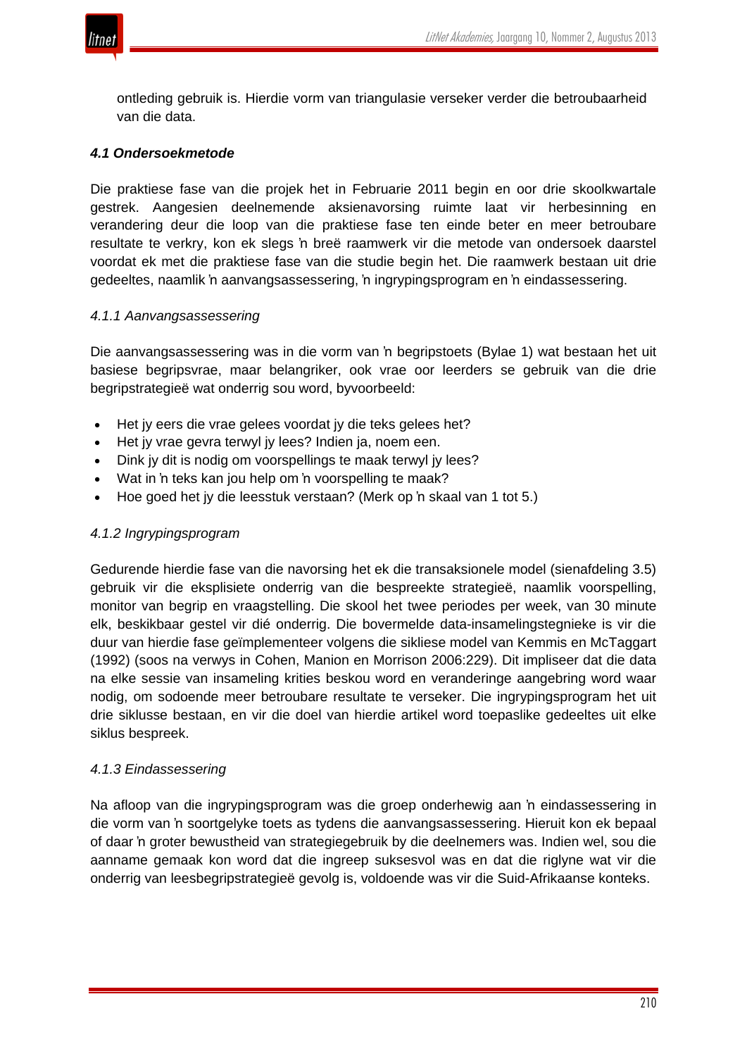ontleding gebruik is. Hierdie vorm van triangulasie verseker verder die betroubaarheid van die data.

### *4.1 Ondersoekmetode*

Die praktiese fase van die projek het in Februarie 2011 begin en oor drie skoolkwartale gestrek. Aangesien deelnemende aksienavorsing ruimte laat vir herbesinning en verandering deur die loop van die praktiese fase ten einde beter en meer betroubare resultate te verkry, kon ek slegs ŉ breë raamwerk vir die metode van ondersoek daarstel voordat ek met die praktiese fase van die studie begin het. Die raamwerk bestaan uit drie gedeeltes, naamlik ŉ aanvangsassessering, ŉ ingrypingsprogram en ŉ eindassessering.

#### *4.1.1 Aanvangsassessering*

Die aanvangsassessering was in die vorm van ŉ begripstoets (Bylae 1) wat bestaan het uit basiese begripsvrae, maar belangriker, ook vrae oor leerders se gebruik van die drie begripstrategieë wat onderrig sou word, byvoorbeeld:

- Het jy eers die vrae gelees voordat jy die teks gelees het?
- Het jy vrae gevra terwyl jy lees? Indien ja, noem een.
- Dink jy dit is nodig om voorspellings te maak terwyl jy lees?
- Wat in ŉ teks kan jou help om ŉ voorspelling te maak?
- Hoe goed het jy die leesstuk verstaan? (Merk op ŉ skaal van 1 tot 5.)

#### *4.1.2 Ingrypingsprogram*

Gedurende hierdie fase van die navorsing het ek die transaksionele model (sienafdeling 3.5) gebruik vir die eksplisiete onderrig van die bespreekte strategieë, naamlik voorspelling, monitor van begrip en vraagstelling. Die skool het twee periodes per week, van 30 minute elk, beskikbaar gestel vir dié onderrig. Die bovermelde data-insamelingstegnieke is vir die duur van hierdie fase geïmplementeer volgens die sikliese model van Kemmis en McTaggart (1992) (soos na verwys in Cohen, Manion en Morrison 2006:229). Dit impliseer dat die data na elke sessie van insameling krities beskou word en veranderinge aangebring word waar nodig, om sodoende meer betroubare resultate te verseker. Die ingrypingsprogram het uit drie siklusse bestaan, en vir die doel van hierdie artikel word toepaslike gedeeltes uit elke siklus bespreek.

#### *4.1.3 Eindassessering*

Na afloop van die ingrypingsprogram was die groep onderhewig aan ŉ eindassessering in die vorm van ŉ soortgelyke toets as tydens die aanvangsassessering. Hieruit kon ek bepaal of daar ŉ groter bewustheid van strategiegebruik by die deelnemers was. Indien wel, sou die aanname gemaak kon word dat die ingreep suksesvol was en dat die riglyne wat vir die onderrig van leesbegripstrategieë gevolg is, voldoende was vir die Suid-Afrikaanse konteks.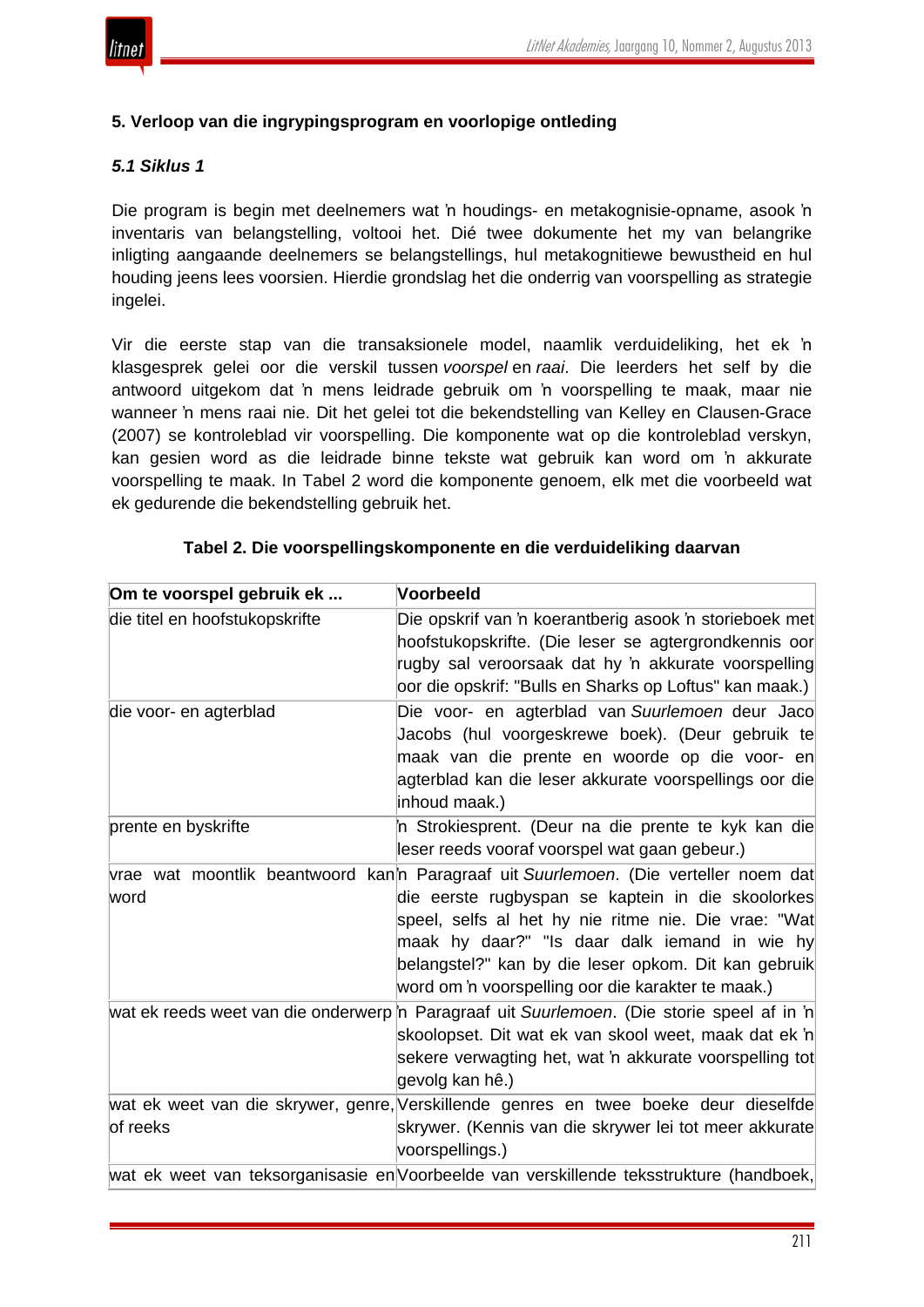## 5. Verloop van die ingrypingsprogram en voorlopige ontleding

### *5.1 Siklus 1*

Die program is begin met deelnemers wat ŉ houdings- en metakognisie-opname, asook ŉ inventaris van belangstelling, voltooi het. Dié twee dokumente het my van belangrike inligting aangaande deelnemers se belangstellings, hul metakognitiewe bewustheid en hul houding jeens lees voorsien. Hierdie grondslag het die onderrig van voorspelling as strategie ingelei.

Vir die eerste stap van die transaksionele model, naamlik verduideliking, het ek ŉ klasgesprek gelei oor die verskil tussen *voorspel* en *raai*. Die leerders het self by die antwoord uitgekom dat ŉ mens leidrade gebruik om ŉ voorspelling te maak, maar nie wanneer ŉ mens raai nie. Dit het gelei tot die bekendstelling van Kelley en Clausen-Grace (2007) se kontroleblad vir voorspelling. Die komponente wat op die kontroleblad verskyn, kan gesien word as die leidrade binne tekste wat gebruik kan word om ŉ akkurate voorspelling te maak. In Tabel 2 word die komponente genoem, elk met die voorbeeld wat ek gedurende die bekendstelling gebruik het.

**Tabel 2. Die voorspellingskomponente en die verduideliking daarvan**

| Om te voorspel gebruik ek ... | Voorbeeld |
|---|---|
| die titel en hoofstukopskrifte | Die opskrif van ŉ koerantberig asook ŉ storieboek met hoofstukopskrifte. (Die leser se agtergrondkennis oor rugby sal veroorsaak dat hy ŉ akkurate voorspelling oor die opskrif: "Bulls en Sharks op Loftus" kan maak.) |
| die voor- en agterblad | Die voor- en agterblad van *Suurlemoen* deur Jaco Jacobs (hul voorgeskrewe boek). (Deur gebruik te maak van die prente en woorde op die voor- en agterblad kan die leser akkurate voorspellings oor die inhoud maak.) |
| prente en byskrifte | ŉ Strokiesprent. (Deur na die prente te kyk kan die leser reeds vooraf voorspel wat gaan gebeur.) |
| vrae wat moontlik beantwoord kan word | ŉ Paragraaf uit *Suurlemoen*. (Die verteller noem dat die eerste rugbyspan se kaptein in die skoolorkes speel, selfs al het hy nie ritme nie. Die vrae: "Wat maak hy daar?" "Is daar dalk iemand in wie hy belangstel?" kan by die leser opkom. Dit kan gebruik word om ŉ voorspelling oor die karakter te maak.) |
| wat ek reeds weet van die onderwerp | ŉ Paragraaf uit *Suurlemoen*. (Die storie speel af in ŉ skoolopset. Dit wat ek van skool weet, maak dat ek ŉ sekere verwagting het, wat ŉ akkurate voorspelling tot gevolg kan hê.) |
| wat ek weet van die skrywer, genre, of reeks | Verskillende genres en twee boeke deur dieselfde skrywer. (Kennis van die skrywer lei tot meer akkurate voorspellings.) |
| wat ek weet van teksorganisasie en | Voorbeelde van verskillende teksstrukture (handboek, |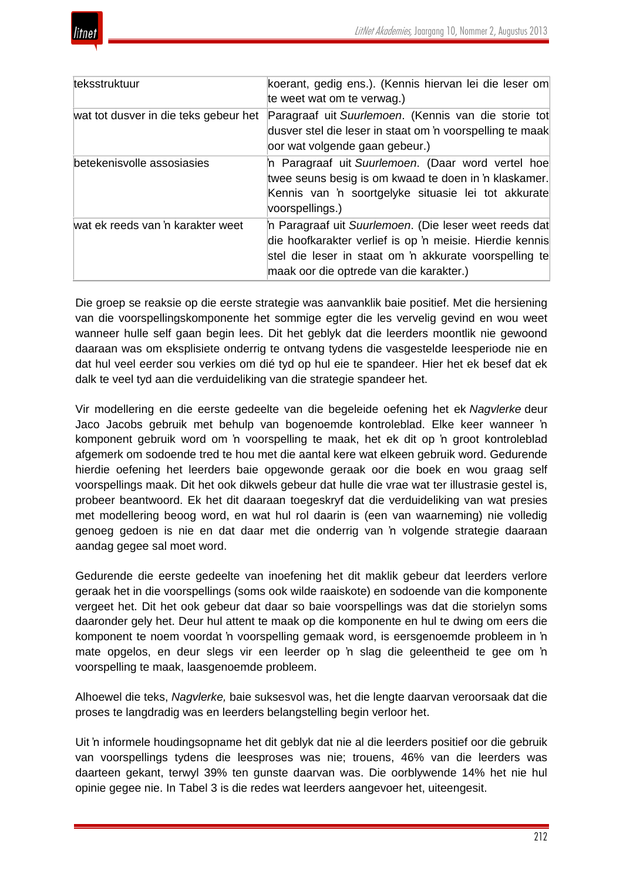| | |
|---|---|
| teksstruktuur | koerant, gedig ens.). (Kennis hiervan lei die leser om te weet wat om te verwag.) |
| wat tot dusver in die teks gebeur het | Paragraaf uit *Suurlemoen*. (Kennis van die storie tot dusver stel die leser in staat om 'n voorspelling te maak oor wat volgende gaan gebeur.) |
| betekenisvolle assosiasies | 'n Paragraaf uit *Suurlemoen*. (Daar word vertel hoe twee seuns besig is om kwaad te doen in 'n klaskamer. Kennis van 'n soortgelyke situasie lei tot akkurate voorspellings.) |
| wat ek reeds van 'n karakter weet | 'n Paragraaf uit *Suurlemoen*. (Die leser weet reeds dat die hoofkarakter verlief is op 'n meisie. Hierdie kennis stel die leser in staat om 'n akkurate voorspelling te maak oor die optrede van die karakter.) |

Die groep se reaksie op die eerste strategie was aanvanklik baie positief. Met die hersiening van die voorspellingskomponente het sommige egter die les vervelig gevind en wou weet wanneer hulle self gaan begin lees. Dit het geblyk dat die leerders moontlik nie gewoond daaraan was om eksplisiete onderrig te ontvang tydens die vasgestelde leesperiode nie en dat hul veel eerder sou verkies om dié tyd op hul eie te spandeer. Hier het ek besef dat ek dalk te veel tyd aan die verduideliking van die strategie spandeer het.

Vir modellering en die eerste gedeelte van die begeleide oefening het ek *Nagvlerke* deur Jaco Jacobs gebruik met behulp van bogenoemde kontroleblad. Elke keer wanneer 'n komponent gebruik word om 'n voorspelling te maak, het ek dit op 'n groot kontroleblad afgemerk om sodoende tred te hou met die aantal kere wat elkeen gebruik word. Gedurende hierdie oefening het leerders baie opgewonde geraak oor die boek en wou graag self voorspellings maak. Dit het ook dikwels gebeur dat hulle die vrae wat ter illustrasie gestel is, probeer beantwoord. Ek het dit daaraan toegeskryf dat die verduideliking van wat presies met modellering beoog word, en wat hul rol daarin is (een van waarneming) nie volledig genoeg gedoen is nie en dat daar met die onderrig van 'n volgende strategie daaraan aandag gegee sal moet word.

Gedurende die eerste gedeelte van inoefening het dit maklik gebeur dat leerders verlore geraak het in die voorspellings (soms ook wilde raaiskote) en sodoende van die komponente vergeet het. Dit het ook gebeur dat daar so baie voorspellings was dat die storielyn soms daaronder gely het. Deur hul attent te maak op die komponente en hul te dwing om eers die komponent te noem voordat 'n voorspelling gemaak word, is eersgenoemde probleem in 'n mate opgelos, en deur slegs vir een leerder op 'n slag die geleentheid te gee om 'n voorspelling te maak, laasgenoemde probleem.

Alhoewel die teks, *Nagvlerke,* baie suksesvol was, het die lengte daarvan veroorsaak dat die proses te langdradig was en leerders belangstelling begin verloor het.

Uit 'n informele houdingsopname het dit geblyk dat nie al die leerders positief oor die gebruik van voorspellings tydens die leesproses was nie; trouens, 46% van die leerders was daarteen gekant, terwyl 39% ten gunste daarvan was. Die oorblywende 14% het nie hul opinie gegee nie. In Tabel 3 is die redes wat leerders aangevoer het, uiteengesit.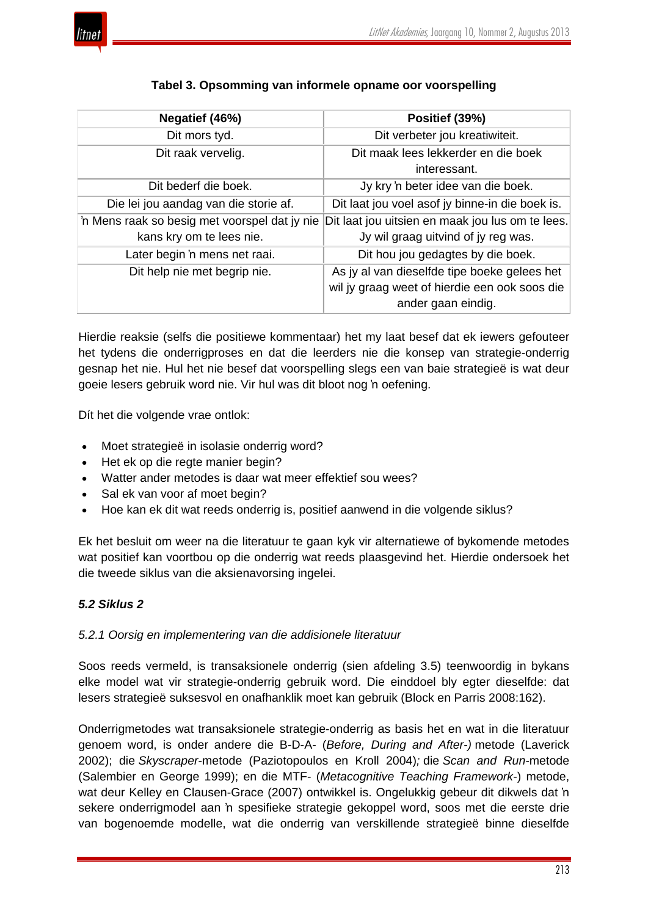**Tabel 3. Opsomming van informele opname oor voorspelling**

| Negatief (46%) | Positief (39%) |
|---|---|
| Dit mors tyd. | Dit verbeter jou kreatiwiteit. |
| Dit raak vervelig. | Dit maak lees lekkerder en die boek interessant. |
| Dit bederf die boek. | Jy kry ŉ beter idee van die boek. |
| Die lei jou aandag van die storie af. | Dit laat jou voel asof jy binne-in die boek is. |
| ŉ Mens raak so besig met voorspel dat jy nie kans kry om te lees nie. | Dit laat jou uitsien en maak jou lus om te lees. Jy wil graag uitvind of jy reg was. |
| Later begin ŉ mens net raai. | Dit hou jou gedagtes by die boek. |
| Dit help nie met begrip nie. | As jy al van dieselfde tipe boeke gelees het wil jy graag weet of hierdie een ook soos die ander gaan eindig. |

Hierdie reaksie (selfs die positiewe kommentaar) het my laat besef dat ek iewers gefouteer het tydens die onderrigproses en dat die leerders nie die konsep van strategie-onderrig gesnap het nie. Hul het nie besef dat voorspelling slegs een van baie strategieë is wat deur goeie lesers gebruik word nie. Vir hul was dit bloot nog ŉ oefening.

Dít het die volgende vrae ontlok:

- Moet strategieë in isolasie onderrig word?
- Het ek op die regte manier begin?
- Watter ander metodes is daar wat meer effektief sou wees?
- Sal ek van voor af moet begin?
- Hoe kan ek dit wat reeds onderrig is, positief aanwend in die volgende siklus?

Ek het besluit om weer na die literatuur te gaan kyk vir alternatiewe of bykomende metodes wat positief kan voortbou op die onderrig wat reeds plaasgevind het. Hierdie ondersoek het die tweede siklus van die aksienavorsing ingelei.

### *5.2 Siklus 2*

#### *5.2.1 Oorsig en implementering van die addisionele literatuur*

Soos reeds vermeld, is transaksionele onderrig (sien afdeling 3.5) teenwoordig in bykans elke model wat vir strategie-onderrig gebruik word. Die einddoel bly egter dieselfde: dat lesers strategieë suksesvol en onafhanklik moet kan gebruik (Block en Parris 2008:162).

Onderrigmetodes wat transaksionele strategie-onderrig as basis het en wat in die literatuur genoem word, is onder andere die B-D-A- (*Before, During and After-)* metode (Laverick 2002); die *Skyscraper*-metode (Paziotopoulos en Kroll 2004)*;* die *Scan and Run*-metode (Salembier en George 1999); en die MTF- (*Metacognitive Teaching Framework*-) metode, wat deur Kelley en Clausen-Grace (2007) ontwikkel is. Ongelukkig gebeur dit dikwels dat ŉ sekere onderrigmodel aan ŉ spesifieke strategie gekoppel word, soos met die eerste drie van bogenoemde modelle, wat die onderrig van verskillende strategieë binne dieselfde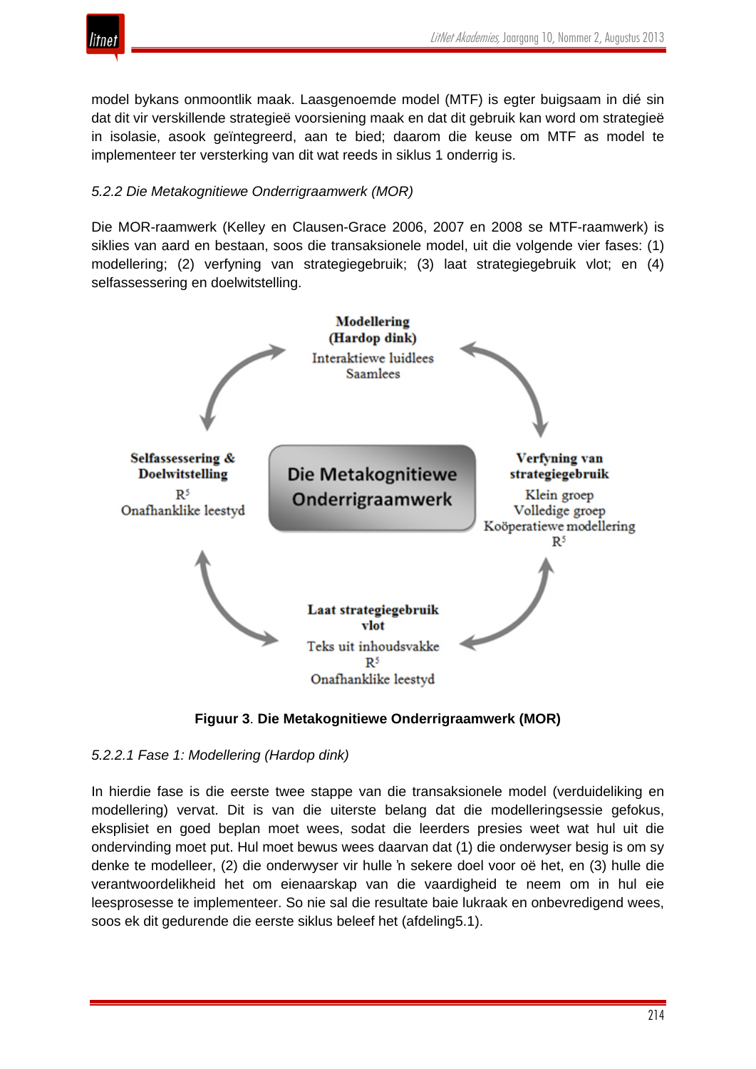model bykans onmoontlik maak. Laasgenoemde model (MTF) is egter buigsaam in dié sin dat dit vir verskillende strategieë voorsiening maak en dat dit gebruik kan word om strategieë in isolasie, asook geïntegreerd, aan te bied; daarom die keuse om MTF as model te implementeer ter versterking van dit wat reeds in siklus 1 onderrig is.

*5.2.2 Die Metakognitiewe Onderrigraamwerk (MOR)*

Die MOR-raamwerk (Kelley en Clausen-Grace 2006, 2007 en 2008 se MTF-raamwerk) is siklies van aard en bestaan, soos die transaksionele model, uit die volgende vier fases: (1) modellering; (2) verfyning van strategiegebruik; (3) laat strategiegebruik vlot; en (4) selfassessering en doelwitstelling.

**Modellering (Hardop dink)**
Interaktiewe luidlees
Saamlees

**Verfyning van strategiegebruik**
Klein groep
Volledige groep
Koöperatiewe modellering
R[5]

**Laat strategiegebruik vlot**
Teks uit inhoudsvakke
R[5]
Onafhanklike leestyd

**Selfassessering & Doelwitstelling**
R[5]
Onafhanklike leestyd

**Die Metakognitiewe Onderrigraamwerk**

**Figuur 3**. **Die Metakognitiewe Onderrigraamwerk (MOR)**

*5.2.2.1 Fase 1: Modellering (Hardop dink)*

In hierdie fase is die eerste twee stappe van die transaksionele model (verduideliking en modellering) vervat. Dit is van die uiterste belang dat die modelleringsessie gefokus, eksplisiet en goed beplan moet wees, sodat die leerders presies weet wat hul uit die ondervinding moet put. Hul moet bewus wees daarvan dat (1) die onderwyser besig is om sy denke te modelleer, (2) die onderwyser vir hulle 'n sekere doel voor oë het, en (3) hulle die verantwoordelikheid het om eienaarskap van die vaardigheid te neem om in hul eie leesprosesse te implementeer. So nie sal die resultate baie lukraak en onbevredigend wees, soos ek dit gedurende die eerste siklus beleef het (afdeling5.1).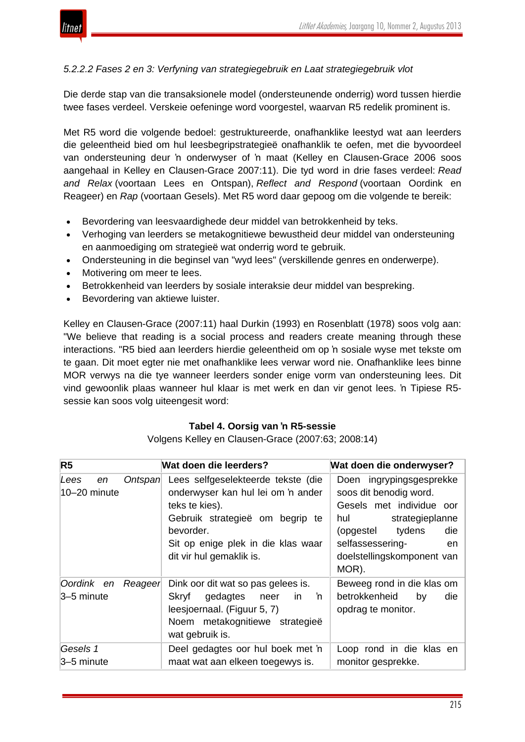*5.2.2.2 Fases 2 en 3: Verfyning van strategiegebruik en Laat strategiegebruik vlot*

Die derde stap van die transaksionele model (ondersteunende onderrig) word tussen hierdie twee fases verdeel. Verskeie oefeninge word voorgestel, waarvan R5 redelik prominent is.

Met R5 word die volgende bedoel: gestruktureerde, onafhanklike leestyd wat aan leerders die geleentheid bied om hul leesbegripstrategieë onafhanklik te oefen, met die byvoordeel van ondersteuning deur 'n onderwyser of 'n maat (Kelley en Clausen-Grace 2006 soos aangehaal in Kelley en Clausen-Grace 2007:11). Die tyd word in drie fases verdeel: *Read and Relax* (voortaan Lees en Ontspan), *Reflect and Respond* (voortaan Oordink en Reageer) en *Rap* (voortaan Gesels). Met R5 word daar gepoog om die volgende te bereik:

- Bevordering van leesvaardighede deur middel van betrokkenheid by teks.
- Verhoging van leerders se metakognitiewe bewustheid deur middel van ondersteuning en aanmoediging om strategieë wat onderrig word te gebruik.
- Ondersteuning in die beginsel van "wyd lees" (verskillende genres en onderwerpe).
- Motivering om meer te lees.
- Betrokkenheid van leerders by sosiale interaksie deur middel van bespreking.
- Bevordering van aktiewe luister.

Kelley en Clausen-Grace (2007:11) haal Durkin (1993) en Rosenblatt (1978) soos volg aan: "We believe that reading is a social process and readers create meaning through these interactions. "R5 bied aan leerders hierdie geleentheid om op 'n sosiale wyse met tekste om te gaan. Dit moet egter nie met onafhanklike lees verwar word nie. Onafhanklike lees binne MOR verwys na die tye wanneer leerders sonder enige vorm van ondersteuning lees. Dit vind gewoonlik plaas wanneer hul klaar is met werk en dan vir genot lees. 'n Tipiese R5-sessie kan soos volg uiteengesit word:

**Tabel 4. Oorsig van 'n R5-sessie**

Volgens Kelley en Clausen-Grace (2007:63; 2008:14)

| R5 | Wat doen die leerders? | Wat doen die onderwyser? |
|---|---|---|
| *Lees en Ontspan* 10–20 minute | Lees selfgeselekteerde tekste (die onderwyser kan hul lei om 'n ander teks te kies). Gebruik strategieë om begrip te bevorder. Sit op enige plek in die klas waar dit vir hul gemaklik is. | Doen ingrypingsgesprekke soos dit benodig word. Gesels met individue oor hul strategieplanne (opgestel tydens die selfassessering- en doelstellingskomponent van MOR). |
| *Oordink en Reageer* 3–5 minute | Dink oor dit wat so pas gelees is. Skryf gedagtes neer in 'n leesjoernaal. (Figuur 5, 7) Noem metakognitiewe strategieë wat gebruik is. | Beweeg rond in die klas om betrokkenheid by die opdrag te monitor. |
| *Gesels 1* 3–5 minute | Deel gedagtes oor hul boek met 'n maat wat aan elkeen toegewys is. | Loop rond in die klas en monitor gesprekke. |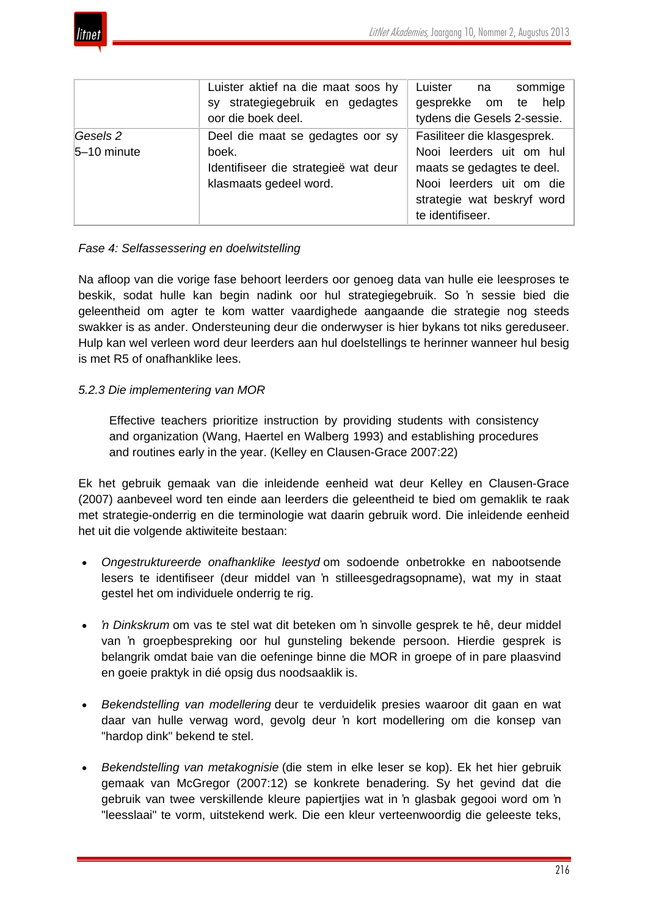| | | |
|---|---|---|
| | Luister aktief na die maat soos hy sy strategiegebruik en gedagtes oor die boek deel. | Luister na sommige gesprekke om te help tydens die Gesels 2-sessie. |
| *Gesels 2* 5–10 minute | Deel die maat se gedagtes oor sy boek. Identifiseer die strategieë wat deur klasmaats gedeel word. | Fasiliteer die klasgesprek. Nooi leerders uit om hul maats se gedagtes te deel. Nooi leerders uit om die strategie wat beskryf word te identifiseer. |

*Fase 4: Selfassessering en doelwitstelling*

Na afloop van die vorige fase behoort leerders oor genoeg data van hulle eie leesproses te beskik, sodat hulle kan begin nadink oor hul strategiegebruik. So ŉ sessie bied die geleentheid om agter te kom watter vaardighede aangaande die strategie nog steeds swakker is as ander. Ondersteuning deur die onderwyser is hier bykans tot niks gereduseer. Hulp kan wel verleen word deur leerders aan hul doelstellings te herinner wanneer hul besig is met R5 of onafhanklike lees.

*5.2.3 Die implementering van MOR*

> Effective teachers prioritize instruction by providing students with consistency and organization (Wang, Haertel en Walberg 1993) and establishing procedures and routines early in the year. (Kelley en Clausen-Grace 2007:22)

Ek het gebruik gemaak van die inleidende eenheid wat deur Kelley en Clausen-Grace (2007) aanbeveel word ten einde aan leerders die geleentheid te bied om gemaklik te raak met strategie-onderrig en die terminologie wat daarin gebruik word. Die inleidende eenheid het uit die volgende aktiwiteite bestaan:

- *Ongestruktureerde onafhanklike leestyd* om sodoende onbetrokke en nabootsende lesers te identifiseer (deur middel van ŉ stilleesgedragsopname), wat my in staat gestel het om individuele onderrig te rig.

- *ŉ Dinkskrum* om vas te stel wat dit beteken om ŉ sinvolle gesprek te hê, deur middel van ŉ groepbespreking oor hul gunsteling bekende persoon. Hierdie gesprek is belangrik omdat baie van die oefeninge binne die MOR in groepe of in pare plaasvind en goeie praktyk in dié opsig dus noodsaaklik is.

- *Bekendstelling van modellering* deur te verduidelik presies waaroor dit gaan en wat daar van hulle verwag word, gevolg deur ŉ kort modellering om die konsep van "hardop dink" bekend te stel.

- *Bekendstelling van metakognisie* (die stem in elke leser se kop). Ek het hier gebruik gemaak van McGregor (2007:12) se konkrete benadering. Sy het gevind dat die gebruik van twee verskillende kleure papiertjies wat in ŉ glasbak gegooi word om ŉ "leesslaai" te vorm, uitstekend werk. Die een kleur verteenwoordig die geleeste teks,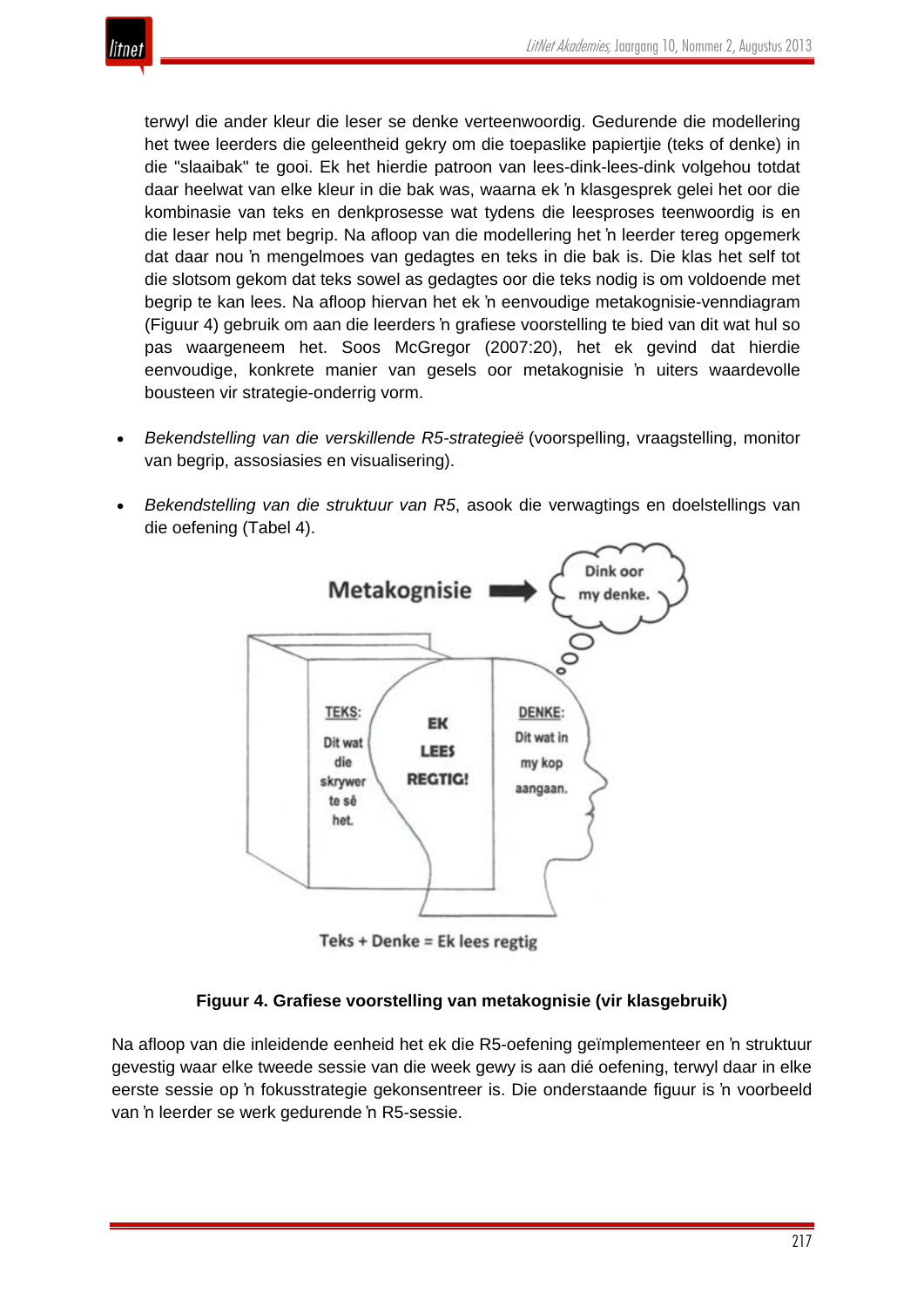terwyl die ander kleur die leser se denke verteenwoordig. Gedurende die modellering het twee leerders die geleentheid gekry om die toepaslike papiertjie (teks of denke) in die "slaaibak" te gooi. Ek het hierdie patroon van lees-dink-lees-dink volgehou totdat daar heelwat van elke kleur in die bak was, waarna ek ŉ klasgesprek gelei het oor die kombinasie van teks en denkprosesse wat tydens die leesproses teenwoordig is en die leser help met begrip. Na afloop van die modellering het ŉ leerder tereg opgemerk dat daar nou ŉ mengelmoes van gedagtes en teks in die bak is. Die klas het self tot die slotsom gekom dat teks sowel as gedagtes oor die teks nodig is om voldoende met begrip te kan lees. Na afloop hiervan het ek ŉ eenvoudige metakognisie-venndiagram (Figuur 4) gebruik om aan die leerders ŉ grafiese voorstelling te bied van dit wat hul so pas waargeneem het. Soos McGregor (2007:20), het ek gevind dat hierdie eenvoudige, konkrete manier van gesels oor metakognisie ŉ uiters waardevolle bousteen vir strategie-onderrig vorm.

- *Bekendstelling van die verskillende R5-strategieë* (voorspelling, vraagstelling, monitor van begrip, assosiasies en visualisering).
- *Bekendstelling van die struktuur van R5*, asook die verwagtings en doelstellings van die oefening (Tabel 4).

Metakognisie → Dink oor my denke.

TEKS: Dit wat die skrywer te sê het. | EK LEES REGTIG! | DENKE: Dit wat in my kop aangaan.

Teks + Denke = Ek lees regtig

**Figuur 4. Grafiese voorstelling van metakognisie (vir klasgebruik)**

Na afloop van die inleidende eenheid het ek die R5-oefening geïmplementeer en ŉ struktuur gevestig waar elke tweede sessie van die week gewy is aan dié oefening, terwyl daar in elke eerste sessie op ŉ fokusstrategie gekonsentreer is. Die onderstaande figuur is ŉ voorbeeld van ŉ leerder se werk gedurende ŉ R5-sessie.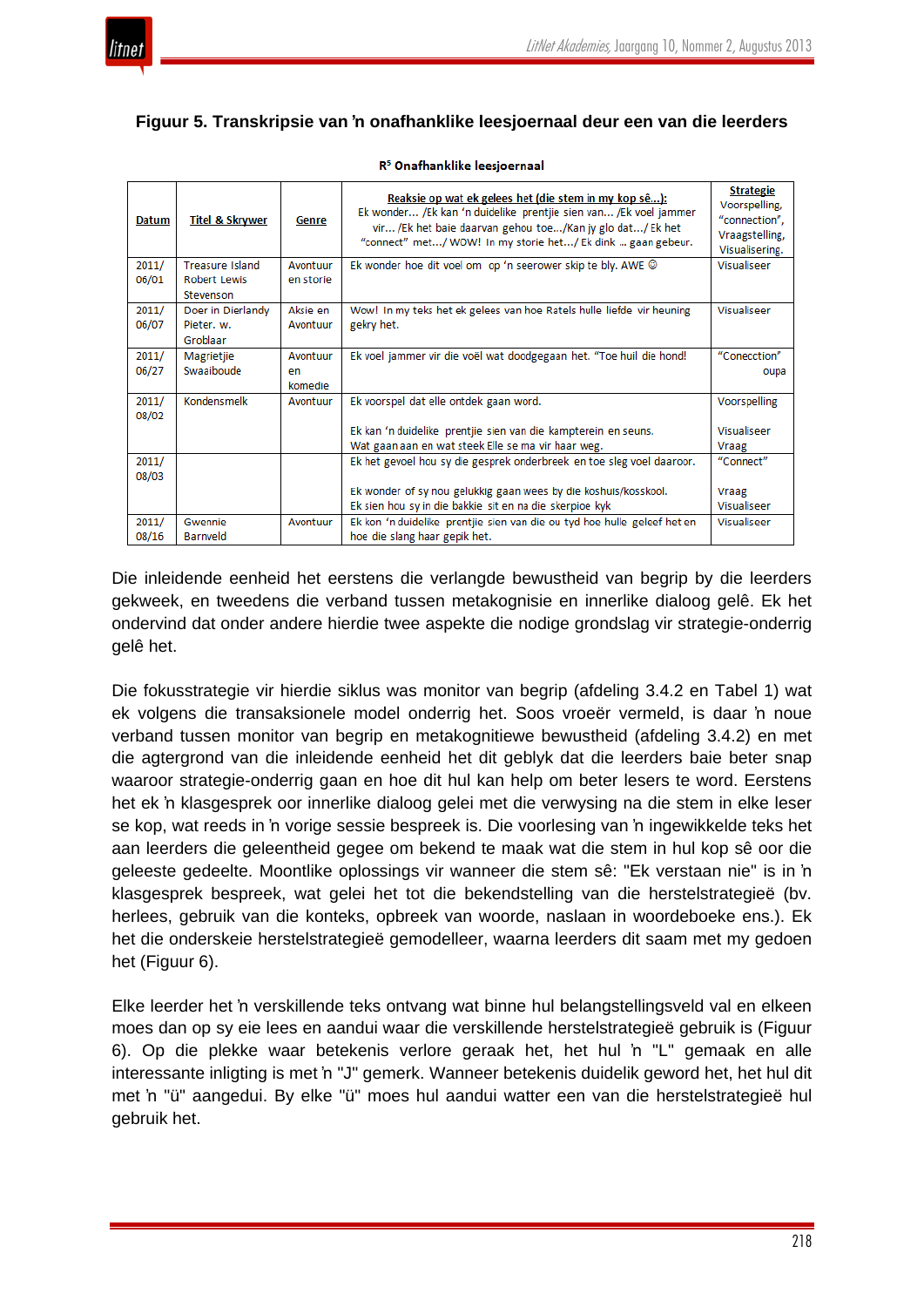**Figuur 5. Transkripsie van 'n onafhanklike leesjoernaal deur een van die leerders**

**R5 Onafhanklike leesjoernaal**

| Datum | Titel & Skrywer | Genre | Reaksie op wat ek gelees het (die stem in my kop sê...): Ek wonder... /Ek kan 'n duidelike prentjie sien van... /Ek voel jammer vir... /Ek het baie daarvan gehou toe.../Kan jy glo dat.../ Ek het "connect" met.../ WOW! In my storie het.../ Ek dink ... gaan gebeur. | Strategie Voorspelling, "connection", Vraagstelling, Visualisering. |
|---|---|---|---|---|
| 2011/ 06/01 | Treasure Island Robert Lewis Stevenson | Avontuur en storie | Ek wonder hoe dit voel om op 'n seerower skip te bly. AWE ☺ | Visualiseer |
| 2011/ 06/07 | Doer in Dierlandy Pieter. w. Groblaar | Aksie en Avontuur | Wow! In my teks het ek gelees van hoe Ratels hulle liefde vir heuning gekry het. | Visualiseer |
| 2011/ 06/27 | Magrietjie Swaaiboude | Avontuur en komedie | Ek voel jammer vir die voël wat doodgegaan het. "Toe huil die hond! | "Conecction" oupa |
| 2011/ 08/02 | Kondensmelk | Avontuur | Ek voorspel dat elle ontdek gaan word.<br><br>Ek kan 'n duidelike prentjie sien van die kampterein en seuns.<br>Wat gaan aan en wat steek Elle se ma vir haar weg. | Voorspelling<br><br>Visualiseer<br>Vraag |
| 2011/ 08/03 | | | Ek het gevoel hou sy die gesprek onderbreek en toe sleg voel daaroor.<br><br>Ek wonder of sy nou gelukkig gaan wees by die koshuis/kosskool.<br>Ek sien hou sy in die bakkie sit en na die skerpioe kyk | "Connect"<br><br>Vraag<br>Visualiseer |
| 2011/ 08/16 | Gwennie Barnveld | Avontuur | Ek kon 'n duidelike prentjie sien van die ou tyd hoe hulle geleef het en hoe die slang haar gepik het. | Visualiseer |

Die inleidende eenheid het eerstens die verlangde bewustheid van begrip by die leerders gekweek, en tweedens die verband tussen metakognisie en innerlike dialoog gelê. Ek het ondervind dat onder andere hierdie twee aspekte die nodige grondslag vir strategie-onderrig gelê het.

Die fokusstrategie vir hierdie siklus was monitor van begrip (afdeling 3.4.2 en Tabel 1) wat ek volgens die transaksionele model onderrig het. Soos vroeër vermeld, is daar 'n noue verband tussen monitor van begrip en metakognitiewe bewustheid (afdeling 3.4.2) en met die agtergrond van die inleidende eenheid het dit geblyk dat die leerders baie beter snap waaroor strategie-onderrig gaan en hoe dit hul kan help om beter lesers te word. Eerstens het ek 'n klasgesprek oor innerlike dialoog gelei met die verwysing na die stem in elke leser se kop, wat reeds in 'n vorige sessie bespreek is. Die voorlesing van 'n ingewikkelde teks het aan leerders die geleentheid gegee om bekend te maak wat die stem in hul kop sê oor die geleeste gedeelte. Moontlike oplossings vir wanneer die stem sê: "Ek verstaan nie" is in 'n klasgesprek bespreek, wat gelei het tot die bekendstelling van die herstelstrategieë (bv. herlees, gebruik van die konteks, opbreek van woorde, naslaan in woordeboeke ens.). Ek het die onderskeie herstelstrategieë gemodelleer, waarna leerders dit saam met my gedoen het (Figuur 6).

Elke leerder het 'n verskillende teks ontvang wat binne hul belangstellingsveld val en elkeen moes dan op sy eie lees en aandui waar die verskillende herstelstrategieë gebruik is (Figuur 6). Op die plekke waar betekenis verlore geraak het, het hul 'n "L" gemaak en alle interessante inligting is met 'n "J" gemerk. Wanneer betekenis duidelik geword het, het hul dit met 'n "ü" aangedui. By elke "ü" moes hul aandui watter een van die herstelstrategieë hul gebruik het.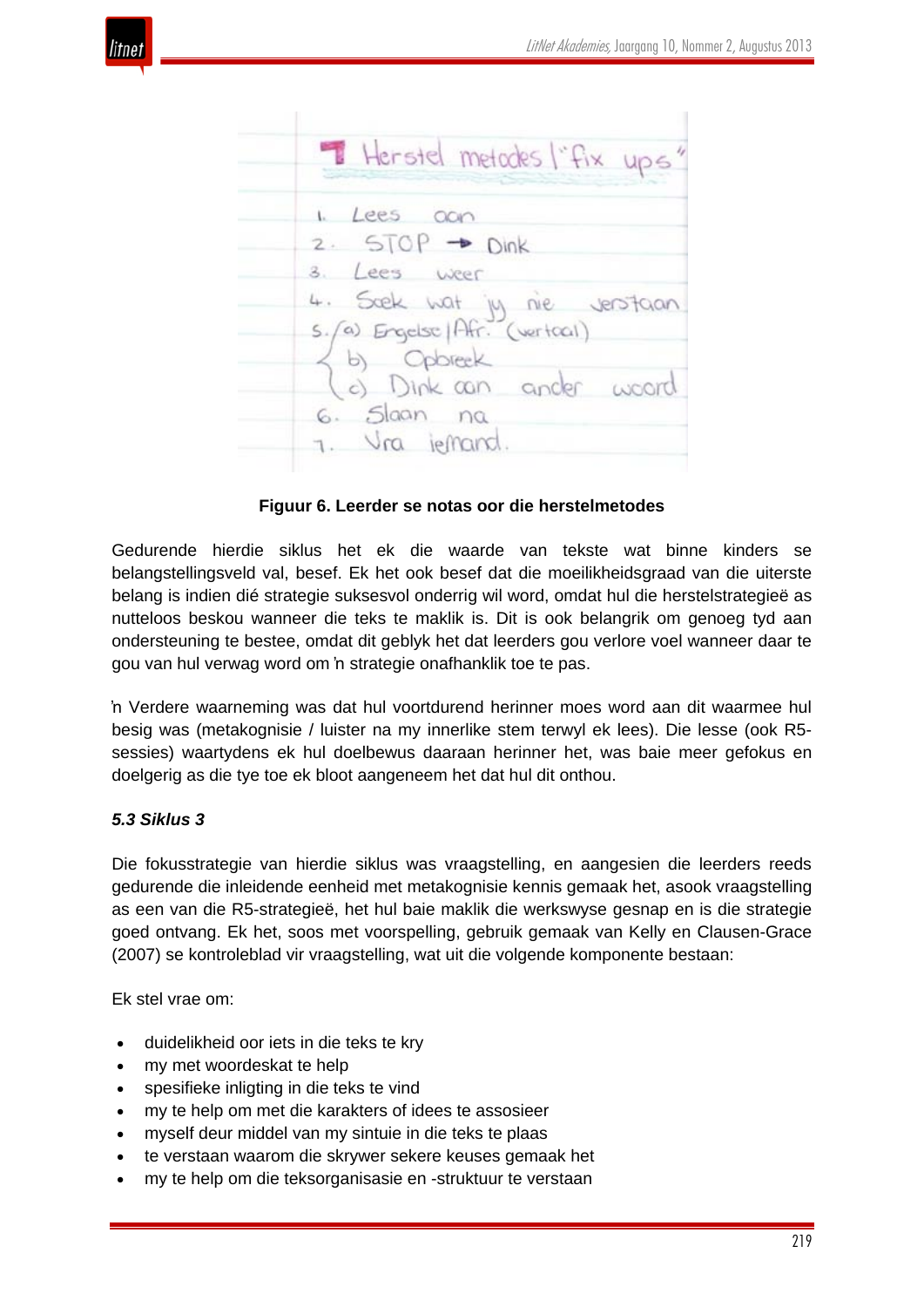Figuur 6. Leerder se notas oor die herstelmetodes

Gedurende hierdie siklus het ek die waarde van tekste wat binne kinders se belangstellingsveld val, besef. Ek het ook besef dat die moeilikheidsgraad van die uiterste belang is indien dié strategie suksesvol onderrig wil word, omdat hul die herstelstrategieë as nutteloos beskou wanneer die teks te maklik is. Dit is ook belangrik om genoeg tyd aan ondersteuning te bestee, omdat dit geblyk het dat leerders gou verlore voel wanneer daar te gou van hul verwag word om ŉ strategie onafhanklik toe te pas.

ŉ Verdere waarneming was dat hul voortdurend herinner moes word aan dit waarmee hul besig was (metakognisie / luister na my innerlike stem terwyl ek lees). Die lesse (ook R5-sessies) waartydens ek hul doelbewus daaraan herinner het, was baie meer gefokus en doelgerig as die tye toe ek bloot aangeneem het dat hul dit onthou.

***5.3 Siklus 3***

Die fokusstrategie van hierdie siklus was vraagstelling, en aangesien die leerders reeds gedurende die inleidende eenheid met metakognisie kennis gemaak het, asook vraagstelling as een van die R5-strategieë, het hul baie maklik die werkswyse gesnap en is die strategie goed ontvang. Ek het, soos met voorspelling, gebruik gemaak van Kelly en Clausen-Grace (2007) se kontroleblad vir vraagstelling, wat uit die volgende komponente bestaan:

Ek stel vrae om:

- duidelikheid oor iets in die teks te kry
- my met woordeskat te help
- spesifieke inligting in die teks te vind
- my te help om met die karakters of idees te assosieer
- myself deur middel van my sintuie in die teks te plaas
- te verstaan waarom die skrywer sekere keuses gemaak het
- my te help om die teksorganisasie en -struktuur te verstaan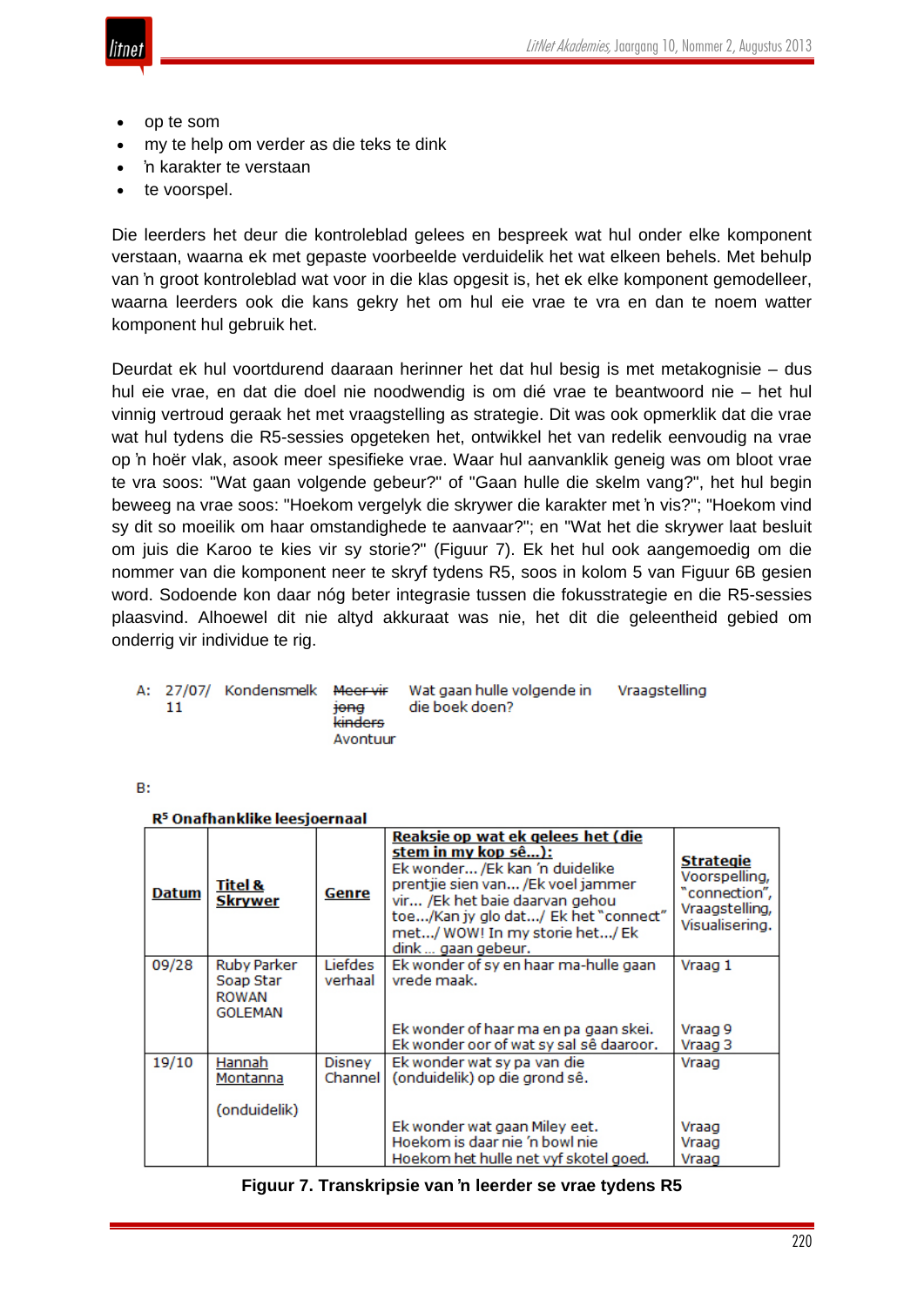- op te som
- my te help om verder as die teks te dink
- ŉ karakter te verstaan
- te voorspel.

Die leerders het deur die kontroleblad gelees en bespreek wat hul onder elke komponent verstaan, waarna ek met gepaste voorbeelde verduidelik het wat elkeen behels. Met behulp van ŉ groot kontroleblad wat voor in die klas opgesit is, het ek elke komponent gemodelleer, waarna leerders ook die kans gekry het om hul eie vrae te vra en dan te noem watter komponent hul gebruik het.

Deurdat ek hul voortdurend daaraan herinner het dat hul besig is met metakognisie – dus hul eie vrae, en dat die doel nie noodwendig is om dié vrae te beantwoord nie – het hul vinnig vertroud geraak het met vraagstelling as strategie. Dit was ook opmerklik dat die vrae wat hul tydens die R5-sessies opgeteken het, ontwikkel het van redelik eenvoudig na vrae op ŉ hoër vlak, asook meer spesifieke vrae. Waar hul aanvanklik geneig was om bloot vrae te vra soos: "Wat gaan volgende gebeur?" of "Gaan hulle die skelm vang?", het hul begin beweeg na vrae soos: "Hoekom vergelyk die skrywer die karakter met ŉ vis?"; "Hoekom vind sy dit so moeilik om haar omstandighede te aanvaar?"; en "Wat het die skrywer laat besluit om juis die Karoo te kies vir sy storie?" (Figuur 7). Ek het hul ook aangemoedig om die nommer van die komponent neer te skryf tydens R5, soos in kolom 5 van Figuur 6B gesien word. Sodoende kon daar nóg beter integrasie tussen die fokusstrategie en die R5-sessies plaasvind. Alhoewel dit nie altyd akkuraat was nie, het dit die geleentheid gebied om onderrig vir individue te rig.

A:

| 27/07/11 | Kondensmelk | ~~Meer vir jong kinders~~ Avontuur | Wat gaan hulle volgende in die boek doen? | Vraagstelling |
|---|---|---|---|---|

B:

**R⁵ Onafhanklike leesjoernaal**

| **Datum** | **Titel & Skrywer** | **Genre** | **Reaksie op wat ek gelees het (die stem in my kop sê...):** Ek wonder... /Ek kan ŉ duidelike prentjie sien van... /Ek voel jammer vir... /Ek het baie daarvan gehou toe.../Kan jy glo dat.../ Ek het "connect" met.../ WOW! In my storie het.../ Ek dink ... gaan gebeur. | **Strategie** Voorspelling, "connection", Vraagstelling, Visualisering. |
|---|---|---|---|---|
| 09/28 | Ruby Parker Soap Star ROWAN GOLEMAN | Liefdes verhaal | Ek wonder of sy en haar ma-hulle gaan vrede maak.<br><br>Ek wonder of haar ma en pa gaan skei.<br>Ek wonder oor of wat sy sal sê daaroor. | Vraag 1<br><br>Vraag 9<br>Vraag 3 |
| 19/10 | Hannah Montanna<br><br>(onduidelik) | Disney Channel | Ek wonder wat sy pa van die (onduidelik) op die grond sê.<br><br>Ek wonder wat gaan Miley eet.<br>Hoekom is daar nie ŉ bowl nie<br>Hoekom het hulle net vyf skotel goed. | Vraag<br><br>Vraag<br>Vraag<br>Vraag |

**Figuur 7. Transkripsie van ŉ leerder se vrae tydens R5**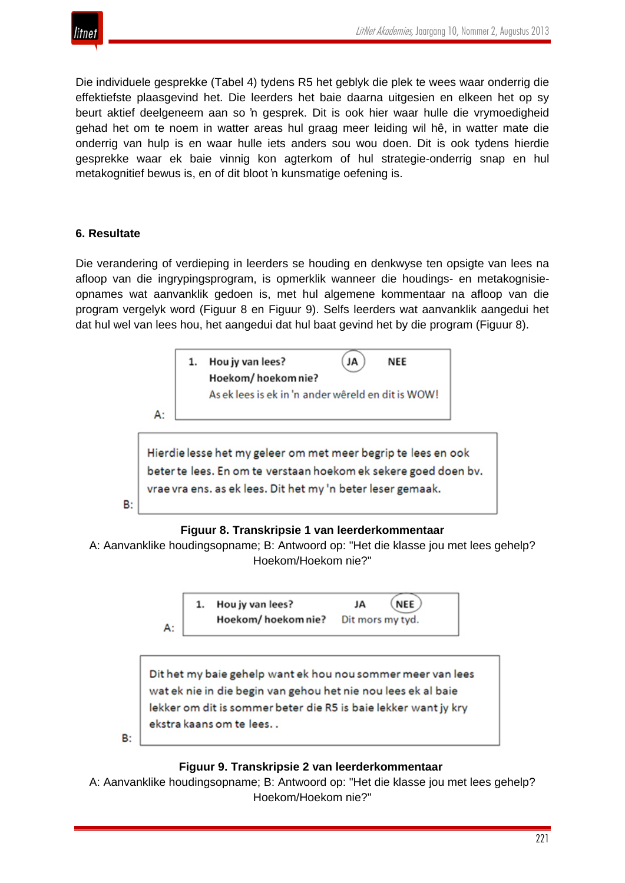Die individuele gesprekke (Tabel 4) tydens R5 het geblyk die plek te wees waar onderrig die effektiefste plaasgevind het. Die leerders het baie daarna uitgesien en elkeen het op sy beurt aktief deelgeneem aan so 'n gesprek. Dit is ook hier waar hulle die vrymoedigheid gehad het om te noem in watter areas hul graag meer leiding wil hê, in watter mate die onderrig van hulp is en waar hulle iets anders sou wou doen. Dit is ook tydens hierdie gesprekke waar ek baie vinnig kon agterkom of hul strategie-onderrig snap en hul metakognitief bewus is, en of dit bloot 'n kunsmatige oefening is.

## 6. Resultate

Die verandering of verdieping in leerders se houding en denkwyse ten opsigte van lees na afloop van die ingrypingsprogram, is opmerklik wanneer die houdings- en metakognisie-opnames wat aanvanklik gedoen is, met hul algemene kommentaar na afloop van die program vergelyk word (Figuur 8 en Figuur 9). Selfs leerders wat aanvanklik aangedui het dat hul wel van lees hou, het aangedui dat hul baat gevind het by die program (Figuur 8).

A:

**1. Hou jy van lees?** JA (omkring) NEE
**Hoekom/ hoekom nie?**
As ek lees is ek in 'n ander wêreld en dit is WOW!

B:

Hierdie lesse het my geleer om met meer begrip te lees en ook beter te lees. En om te verstaan hoekom ek sekere goed doen bv. vrae vra ens. as ek lees. Dit het my 'n beter leser gemaak.

**Figuur 8. Transkripsie 1 van leerderkommentaar**

A: Aanvanklike houdingsopname; B: Antwoord op: "Het die klasse jou met lees gehelp? Hoekom/Hoekom nie?"

A:

**1. Hou jy van lees?** JA NEE (omkring)
**Hoekom/ hoekom nie?** Dit mors my tyd.

B:

Dit het my baie gehelp want ek hou nou sommer meer van lees wat ek nie in die begin van gehou het nie nou lees ek al baie lekker om dit is sommer beter die R5 is baie lekker want jy kry ekstra kaans om te lees. .

**Figuur 9. Transkripsie 2 van leerderkommentaar**

A: Aanvanklike houdingsopname; B: Antwoord op: "Het die klasse jou met lees gehelp? Hoekom/Hoekom nie?"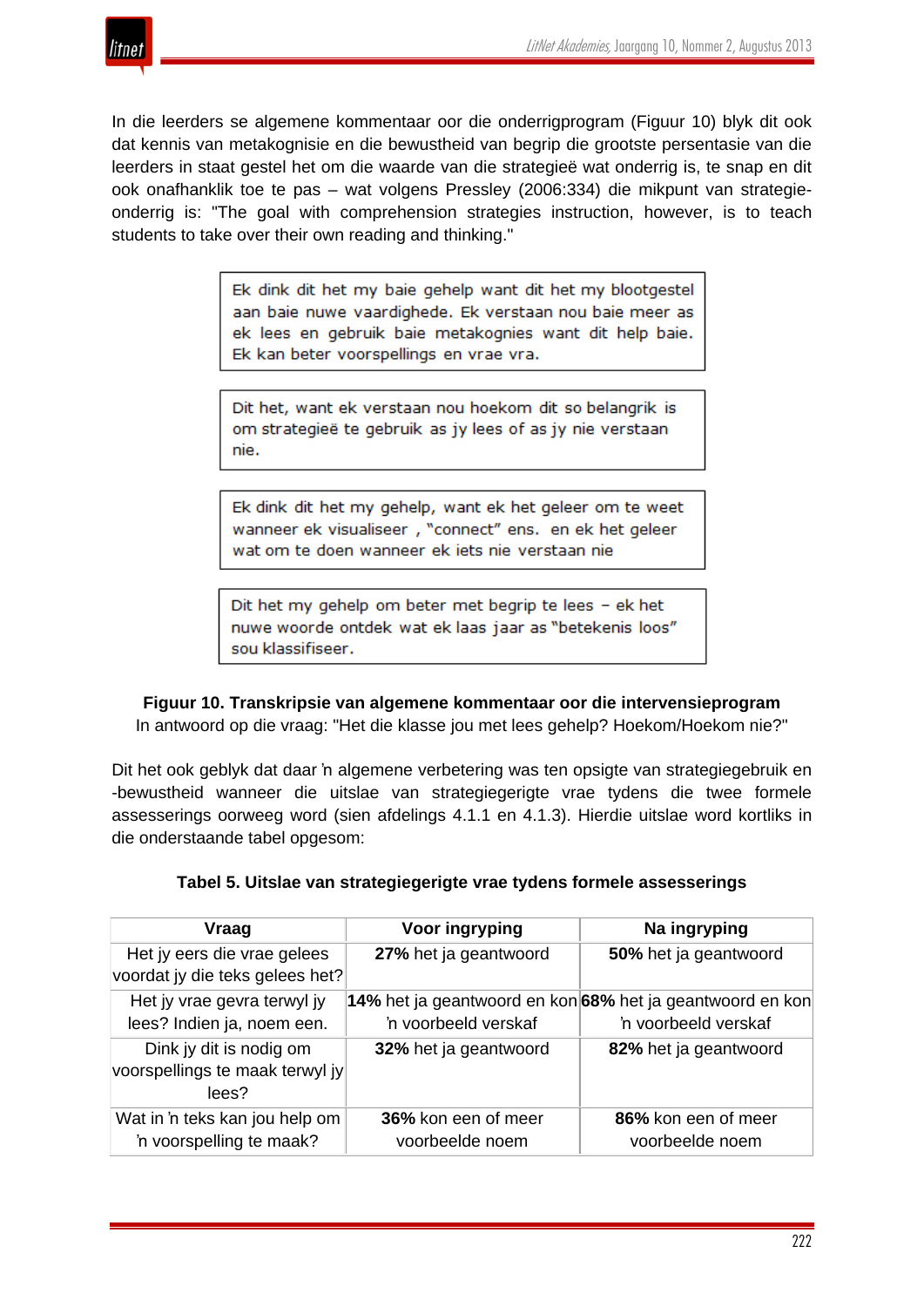In die leerders se algemene kommentaar oor die onderrigprogram (Figuur 10) blyk dit ook dat kennis van metakognisie en die bewustheid van begrip die grootste persentasie van die leerders in staat gestel het om die waarde van die strategieë wat onderrig is, te snap en dit ook onafhanklik toe te pas – wat volgens Pressley (2006:334) die mikpunt van strategie-onderrig is: "The goal with comprehension strategies instruction, however, is to teach students to take over their own reading and thinking."

> Ek dink dit het my baie gehelp want dit het my blootgestel aan baie nuwe vaardighede. Ek verstaan nou baie meer as ek lees en gebruik baie metakognies want dit help baie. Ek kan beter voorspellings en vrae vra.

> Dit het, want ek verstaan nou hoekom dit so belangrik is om strategieë te gebruik as jy lees of as jy nie verstaan nie.

> Ek dink dit het my gehelp, want ek het geleer om te weet wanneer ek visualiseer , "connect" ens. en ek het geleer wat om te doen wanneer ek iets nie verstaan nie

> Dit het my gehelp om beter met begrip te lees – ek het nuwe woorde ontdek wat ek laas jaar as "betekenis loos" sou klassifiseer.

**Figuur 10. Transkripsie van algemene kommentaar oor die intervensieprogram**
In antwoord op die vraag: "Het die klasse jou met lees gehelp? Hoekom/Hoekom nie?"

Dit het ook geblyk dat daar ŉ algemene verbetering was ten opsigte van strategiegebruik en -bewustheid wanneer die uitslae van strategiegerigte vrae tydens die twee formele assesserings oorweeg word (sien afdelings 4.1.1 en 4.1.3). Hierdie uitslae word kortliks in die onderstaande tabel opgesom:

**Tabel 5. Uitslae van strategiegerigte vrae tydens formele assesserings**

| Vraag | Voor ingryping | Na ingryping |
|---|---|---|
| Het jy eers die vrae gelees voordat jy die teks gelees het? | **27%** het ja geantwoord | **50%** het ja geantwoord |
| Het jy vrae gevra terwyl jy lees? Indien ja, noem een. | **14%** het ja geantwoord en kon ŉ voorbeeld verskaf | **68%** het ja geantwoord en kon ŉ voorbeeld verskaf |
| Dink jy dit is nodig om voorspellings te maak terwyl jy lees? | **32%** het ja geantwoord | **82%** het ja geantwoord |
| Wat in ŉ teks kan jou help om ŉ voorspelling te maak? | **36%** kon een of meer voorbeelde noem | **86%** kon een of meer voorbeelde noem |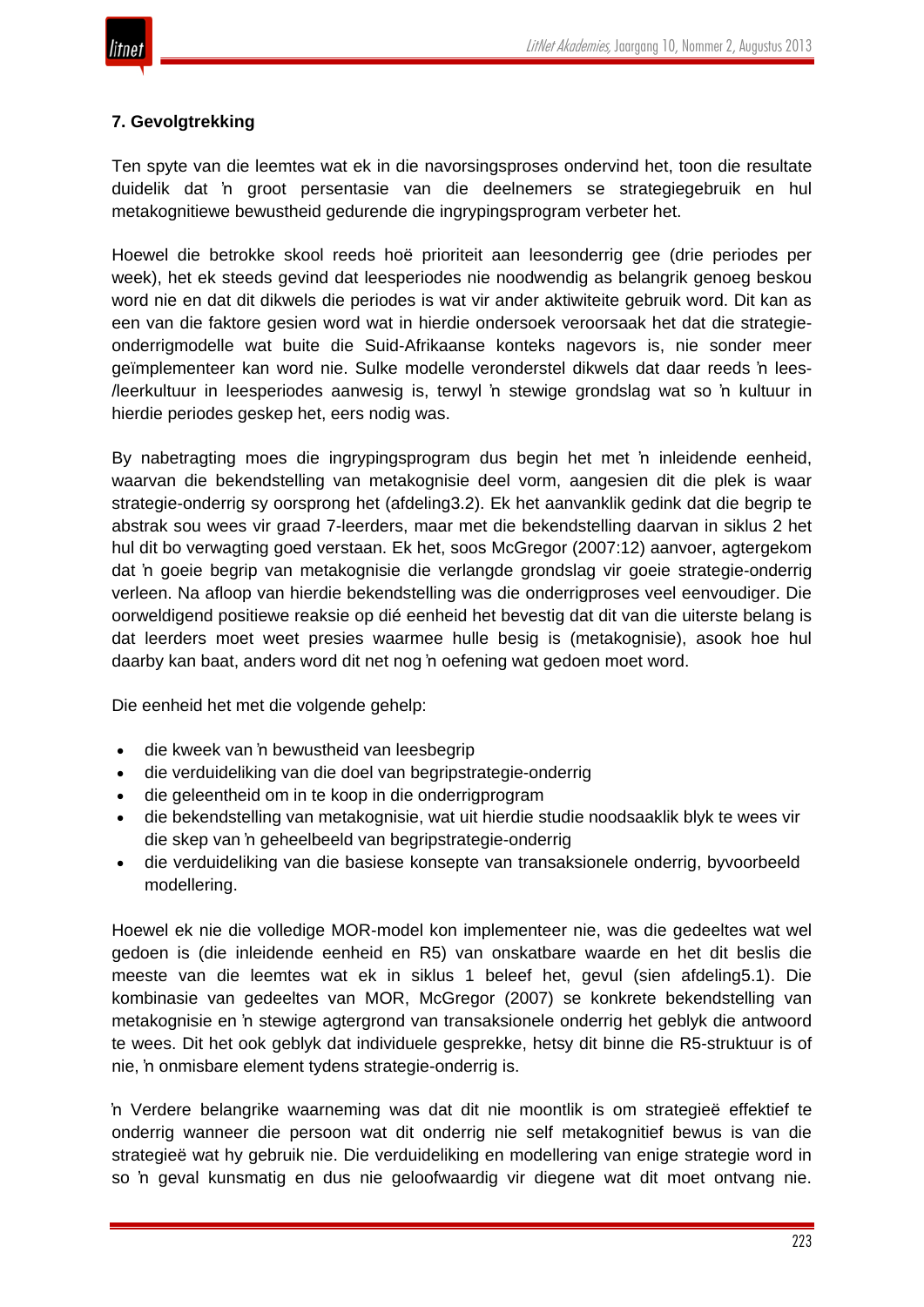### 7. Gevolgtrekking

Ten spyte van die leemtes wat ek in die navorsingsproses ondervind het, toon die resultate duidelik dat 'n groot persentasie van die deelnemers se strategiegebruik en hul metakognitiewe bewustheid gedurende die ingrypingsprogram verbeter het.

Hoewel die betrokke skool reeds hoë prioriteit aan leesonderrig gee (drie periodes per week), het ek steeds gevind dat leesperiodes nie noodwendig as belangrik genoeg beskou word nie en dat dit dikwels die periodes is wat vir ander aktiwiteite gebruik word. Dit kan as een van die faktore gesien word wat in hierdie ondersoek veroorsaak het dat die strategie-onderrigmodelle wat buite die Suid-Afrikaanse konteks nagevors is, nie sonder meer geïmplementeer kan word nie. Sulke modelle veronderstel dikwels dat daar reeds 'n lees-/leerkultuur in leesperiodes aanwesig is, terwyl 'n stewige grondslag wat so 'n kultuur in hierdie periodes geskep het, eers nodig was.

By nabetragting moes die ingrypingsprogram dus begin het met 'n inleidende eenheid, waarvan die bekendstelling van metakognisie deel vorm, aangesien dit die plek is waar strategie-onderrig sy oorsprong het (afdeling3.2). Ek het aanvanklik gedink dat die begrip te abstrak sou wees vir graad 7-leerders, maar met die bekendstelling daarvan in siklus 2 het hul dit bo verwagting goed verstaan. Ek het, soos McGregor (2007:12) aanvoer, agtergekom dat 'n goeie begrip van metakognisie die verlangde grondslag vir goeie strategie-onderrig verleen. Na afloop van hierdie bekendstelling was die onderrigproses veel eenvoudiger. Die oorweldigend positiewe reaksie op dié eenheid het bevestig dat dit van die uiterste belang is dat leerders moet weet presies waarmee hulle besig is (metakognisie), asook hoe hul daarby kan baat, anders word dit net nog 'n oefening wat gedoen moet word.

Die eenheid het met die volgende gehelp:

- die kweek van 'n bewustheid van leesbegrip
- die verduideliking van die doel van begripstrategie-onderrig
- die geleentheid om in te koop in die onderrigprogram
- die bekendstelling van metakognisie, wat uit hierdie studie noodsaaklik blyk te wees vir die skep van 'n geheelbeeld van begripstrategie-onderrig
- die verduideliking van die basiese konsepte van transaksionele onderrig, byvoorbeeld modellering.

Hoewel ek nie die volledige MOR-model kon implementeer nie, was die gedeeltes wat wel gedoen is (die inleidende eenheid en R5) van onskatbare waarde en het dit beslis die meeste van die leemtes wat ek in siklus 1 beleef het, gevul (sien afdeling5.1). Die kombinasie van gedeeltes van MOR, McGregor (2007) se konkrete bekendstelling van metakognisie en 'n stewige agtergrond van transaksionele onderrig het geblyk die antwoord te wees. Dit het ook geblyk dat individuele gesprekke, hetsy dit binne die R5-struktuur is of nie, 'n onmisbare element tydens strategie-onderrig is.

'n Verdere belangrike waarneming was dat dit nie moontlik is om strategieë effektief te onderrig wanneer die persoon wat dit onderrig nie self metakognitief bewus is van die strategieë wat hy gebruik nie. Die verduideliking en modellering van enige strategie word in so 'n geval kunsmatig en dus nie geloofwaardig vir diegene wat dit moet ontvang nie.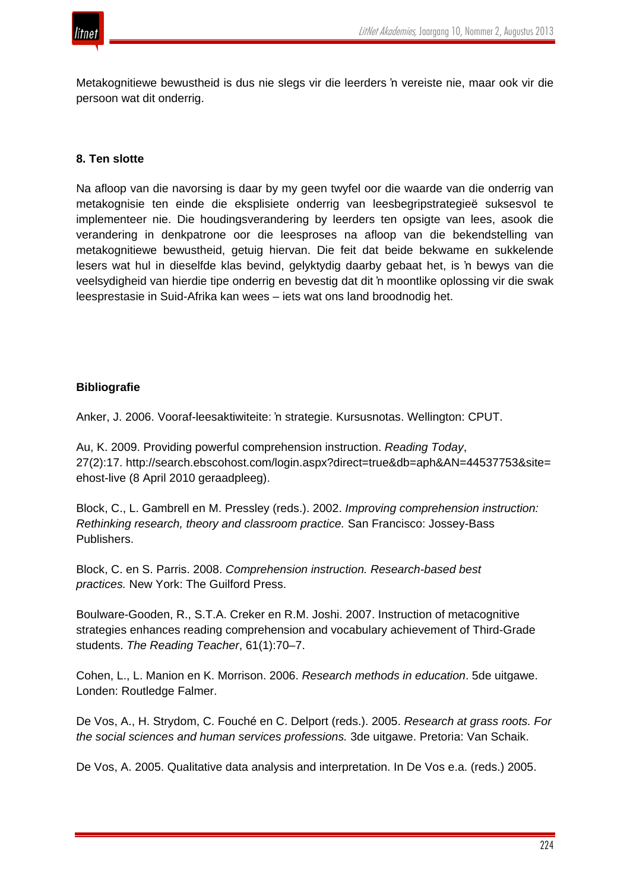Metakognitiewe bewustheid is dus nie slegs vir die leerders ŉ vereiste nie, maar ook vir die persoon wat dit onderrig.

### 8. Ten slotte

Na afloop van die navorsing is daar by my geen twyfel oor die waarde van die onderrig van metakognisie ten einde die eksplisiete onderrig van leesbegripstrategieë suksesvol te implementeer nie. Die houdingsverandering by leerders ten opsigte van lees, asook die verandering in denkpatrone oor die leesproses na afloop van die bekendstelling van metakognitiewe bewustheid, getuig hiervan. Die feit dat beide bekwame en sukkelende lesers wat hul in dieselfde klas bevind, gelyktydig daarby gebaat het, is ŉ bewys van die veelsydigheid van hierdie tipe onderrig en bevestig dat dit ŉ moontlike oplossing vir die swak leesprestasie in Suid-Afrika kan wees – iets wat ons land broodnodig het.

### Bibliografie

Anker, J. 2006. Vooraf-leesaktiwiteite: ŉ strategie. Kursusnotas. Wellington: CPUT.

Au, K. 2009. Providing powerful comprehension instruction. *Reading Today*, 27(2):17. http://search.ebscohost.com/login.aspx?direct=true&db=aph&AN=44537753&site=ehost-live (8 April 2010 geraadpleeg).

Block, C., L. Gambrell en M. Pressley (reds.). 2002. *Improving comprehension instruction: Rethinking research, theory and classroom practice.* San Francisco: Jossey-Bass Publishers.

Block, C. en S. Parris. 2008. *Comprehension instruction. Research-based best practices.* New York: The Guilford Press.

Boulware-Gooden, R., S.T.A. Creker en R.M. Joshi. 2007. Instruction of metacognitive strategies enhances reading comprehension and vocabulary achievement of Third-Grade students. *The Reading Teacher*, 61(1):70–7.

Cohen, L., L. Manion en K. Morrison. 2006. *Research methods in education*. 5de uitgawe. Londen: Routledge Falmer.

De Vos, A., H. Strydom, C. Fouché en C. Delport (reds.). 2005. *Research at grass roots. For the social sciences and human services professions.* 3de uitgawe. Pretoria: Van Schaik.

De Vos, A. 2005. Qualitative data analysis and interpretation. In De Vos e.a. (reds.) 2005.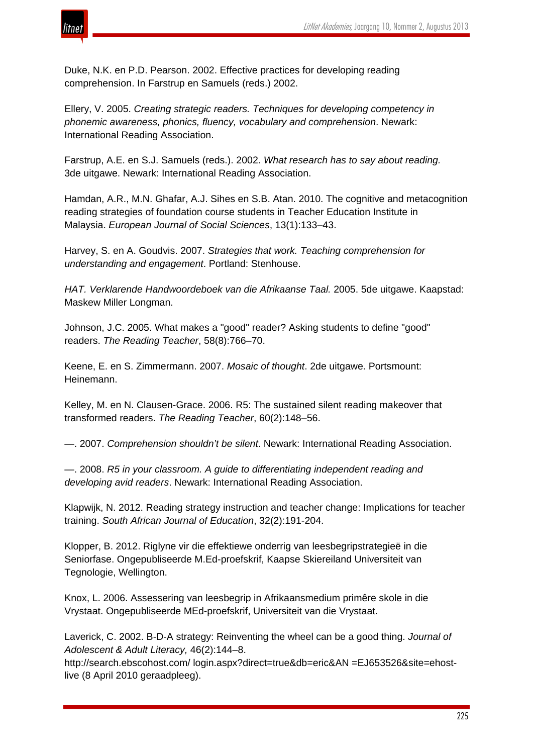Duke, N.K. en P.D. Pearson. 2002. Effective practices for developing reading comprehension. In Farstrup en Samuels (reds.) 2002.

Ellery, V. 2005. *Creating strategic readers. Techniques for developing competency in phonemic awareness, phonics, fluency, vocabulary and comprehension*. Newark: International Reading Association.

Farstrup, A.E. en S.J. Samuels (reds.). 2002. *What research has to say about reading.* 3de uitgawe. Newark: International Reading Association.

Hamdan, A.R., M.N. Ghafar, A.J. Sihes en S.B. Atan. 2010. The cognitive and metacognition reading strategies of foundation course students in Teacher Education Institute in Malaysia. *European Journal of Social Sciences*, 13(1):133–43.

Harvey, S. en A. Goudvis. 2007. *Strategies that work. Teaching comprehension for understanding and engagement*. Portland: Stenhouse.

*HAT. Verklarende Handwoordeboek van die Afrikaanse Taal.* 2005. 5de uitgawe. Kaapstad: Maskew Miller Longman.

Johnson, J.C. 2005. What makes a "good" reader? Asking students to define "good" readers. *The Reading Teacher*, 58(8):766–70.

Keene, E. en S. Zimmermann. 2007. *Mosaic of thought*. 2de uitgawe. Portsmount: Heinemann.

Kelley, M. en N. Clausen-Grace. 2006. R5: The sustained silent reading makeover that transformed readers. *The Reading Teacher*, 60(2):148–56.

—. 2007. *Comprehension shouldn't be silent*. Newark: International Reading Association.

—. 2008. *R5 in your classroom. A guide to differentiating independent reading and developing avid readers*. Newark: International Reading Association.

Klapwijk, N. 2012. Reading strategy instruction and teacher change: Implications for teacher training. *South African Journal of Education*, 32(2):191-204.

Klopper, B. 2012. Riglyne vir die effektiewe onderrig van leesbegripstrategieë in die Seniorfase. Ongepubliseerde M.Ed-proefskrif, Kaapse Skiereiland Universiteit van Tegnologie, Wellington.

Knox, L. 2006. Assessering van leesbegrip in Afrikaansmedium primêre skole in die Vrystaat. Ongepubliseerde MEd-proefskrif, Universiteit van die Vrystaat.

Laverick, C. 2002. B-D-A strategy: Reinventing the wheel can be a good thing. *Journal of Adolescent & Adult Literacy,* 46(2):144–8.
http://search.ebscohost.com/ login.aspx?direct=true&db=eric&AN =EJ653526&site=ehost-live (8 April 2010 geraadpleeg).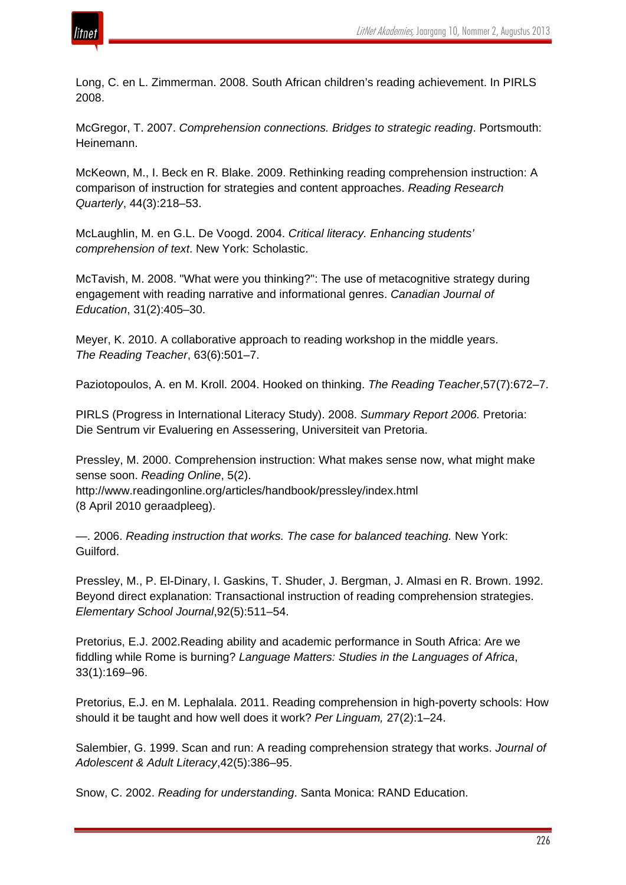Long, C. en L. Zimmerman. 2008. South African children's reading achievement. In PIRLS 2008.

McGregor, T. 2007. *Comprehension connections. Bridges to strategic reading*. Portsmouth: Heinemann.

McKeown, M., I. Beck en R. Blake. 2009. Rethinking reading comprehension instruction: A comparison of instruction for strategies and content approaches. *Reading Research Quarterly*, 44(3):218–53.

McLaughlin, M. en G.L. De Voogd. 2004. *Critical literacy. Enhancing students' comprehension of text*. New York: Scholastic.

McTavish, M. 2008. "What were you thinking?": The use of metacognitive strategy during engagement with reading narrative and informational genres. *Canadian Journal of Education*, 31(2):405–30.

Meyer, K. 2010. A collaborative approach to reading workshop in the middle years. *The Reading Teacher*, 63(6):501–7.

Paziotopoulos, A. en M. Kroll. 2004. Hooked on thinking. *The Reading Teacher*,57(7):672–7.

PIRLS (Progress in International Literacy Study). 2008. *Summary Report 2006.* Pretoria: Die Sentrum vir Evaluering en Assessering, Universiteit van Pretoria.

Pressley, M. 2000. Comprehension instruction: What makes sense now, what might make sense soon. *Reading Online*, 5(2). http://www.readingonline.org/articles/handbook/pressley/index.html (8 April 2010 geraadpleeg).

—. 2006. *Reading instruction that works. The case for balanced teaching.* New York: Guilford.

Pressley, M., P. El-Dinary, I. Gaskins, T. Shuder, J. Bergman, J. Almasi en R. Brown. 1992. Beyond direct explanation: Transactional instruction of reading comprehension strategies. *Elementary School Journal*,92(5):511–54.

Pretorius, E.J. 2002.Reading ability and academic performance in South Africa: Are we fiddling while Rome is burning? *Language Matters: Studies in the Languages of Africa*, 33(1):169–96.

Pretorius, E.J. en M. Lephalala. 2011. Reading comprehension in high-poverty schools: How should it be taught and how well does it work? *Per Linguam,* 27(2):1–24.

Salembier, G. 1999. Scan and run: A reading comprehension strategy that works. *Journal of Adolescent & Adult Literacy*,42(5):386–95.

Snow, C. 2002. *Reading for understanding*. Santa Monica: RAND Education.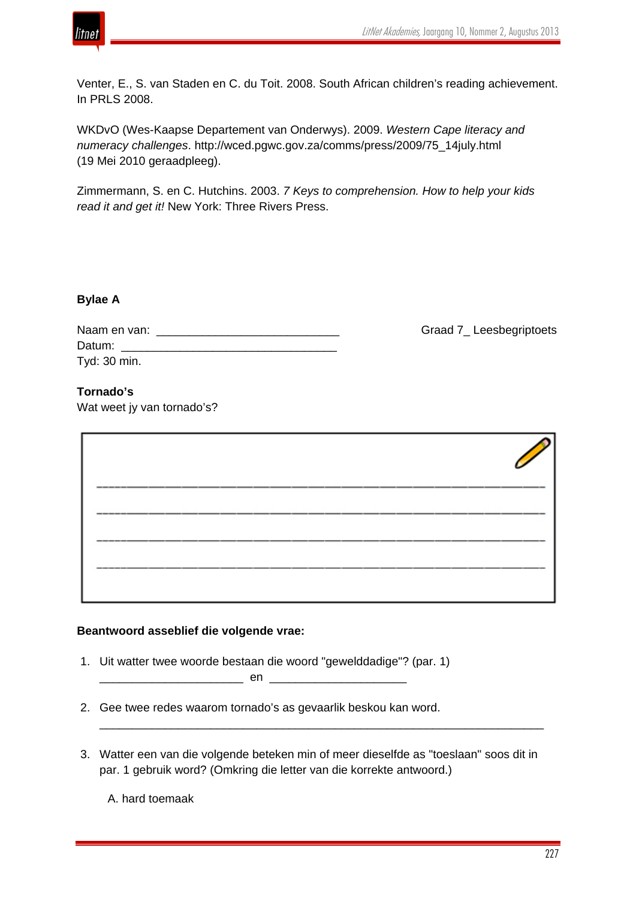Venter, E., S. van Staden en C. du Toit. 2008. South African children's reading achievement. In PRLS 2008.

WKDvO (Wes-Kaapse Departement van Onderwys). 2009. *Western Cape literacy and numeracy challenges*. http://wced.pgwc.gov.za/comms/press/2009/75_14july.html (19 Mei 2010 geraadpleeg).

Zimmermann, S. en C. Hutchins. 2003. *7 Keys to comprehension. How to help your kids read it and get it!* New York: Three Rivers Press.

**Bylae A**

Naam en van: ____________________________ Graad 7_ Leesbegriptoets
Datum: _________________________________
Tyd: 30 min.

**Tornado's**
Wat weet jy van tornado's?

_______________________________________________________________

_______________________________________________________________

_______________________________________________________________

_______________________________________________________________

**Beantwoord asseblief die volgende vrae:**

1. Uit watter twee woorde bestaan die woord "gewelddadige"? (par. 1)
   ______________________ en ____________________
2. Gee twee redes waarom tornado's as gevaarlik beskou kan word.
   _______________________________________________________________________
3. Watter een van die volgende beteken min of meer dieselfde as "toeslaan" soos dit in par. 1 gebruik word? (Omkring die letter van die korrekte antwoord.)

   A. hard toemaak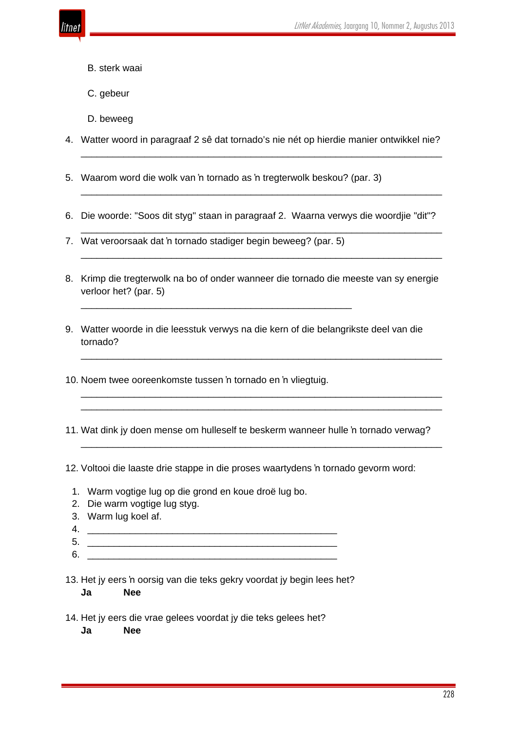B. sterk waai

C. gebeur

D. beweeg

4. Watter woord in paragraaf 2 sê dat tornado's nie nét op hierdie manier ontwikkel nie?

   ___________________________________________________________________

5. Waarom word die wolk van 'n tornado as 'n tregterwolk beskou? (par. 3)

   ___________________________________________________________________

6. Die woorde: "Soos dit styg" staan in paragraaf 2. Waarna verwys die woordjie "dit"?

   ___________________________________________________________________

7. Wat veroorsaak dat 'n tornado stadiger begin beweeg? (par. 5)

   ___________________________________________________________________

8. Krimp die tregterwolk na bo of onder wanneer die tornado die meeste van sy energie verloor het? (par. 5)

   ______________________________________________________

9. Watter woorde in die leesstuk verwys na die kern of die belangrikste deel van die tornado?

   ___________________________________________________________________

10. Noem twee ooreenkomste tussen 'n tornado en 'n vliegtuig.

    ___________________________________________________________________

    ___________________________________________________________________

11. Wat dink jy doen mense om hulleself te beskerm wanneer hulle 'n tornado verwag?

    ___________________________________________________________________

12. Voltooi die laaste drie stappe in die proses waartydens 'n tornado gevorm word:

    1. Warm vogtige lug op die grond en koue droë lug bo.
    2. Die warm vogtige lug styg.
    3. Warm lug koel af.
    4. ______________________________________________
    5. ______________________________________________
    6. ______________________________________________

13. Het jy eers 'n oorsig van die teks gekry voordat jy begin lees het?

    **Ja** **Nee**

14. Het jy eers die vrae gelees voordat jy die teks gelees het?

    **Ja** **Nee**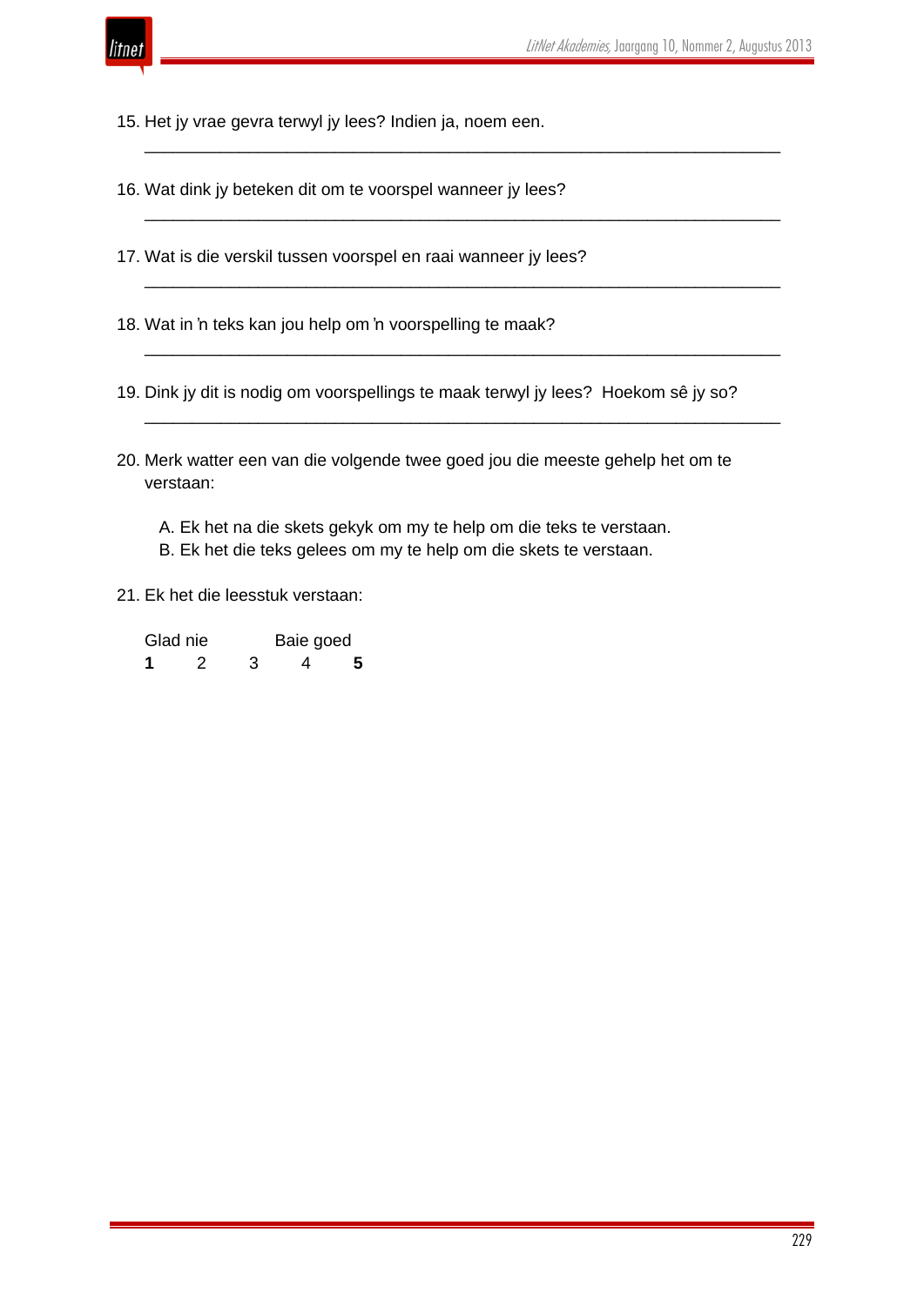15. Het jy vrae gevra terwyl jy lees? Indien ja, noem een.

_______________________________________________________________

16. Wat dink jy beteken dit om te voorspel wanneer jy lees?

_______________________________________________________________

17. Wat is die verskil tussen voorspel en raai wanneer jy lees?

_______________________________________________________________

18. Wat in ŉ teks kan jou help om ŉ voorspelling te maak?

_______________________________________________________________

19. Dink jy dit is nodig om voorspellings te maak terwyl jy lees? Hoekom sê jy so?

_______________________________________________________________

20. Merk watter een van die volgende twee goed jou die meeste gehelp het om te verstaan:

    A. Ek het na die skets gekyk om my te help om die teks te verstaan.
    B. Ek het die teks gelees om my te help om die skets te verstaan.

21. Ek het die leesstuk verstaan:

| Glad nie | | | Baie goed | |
|---|---|---|---|---|
| **1** | 2 | 3 | 4 | **5** |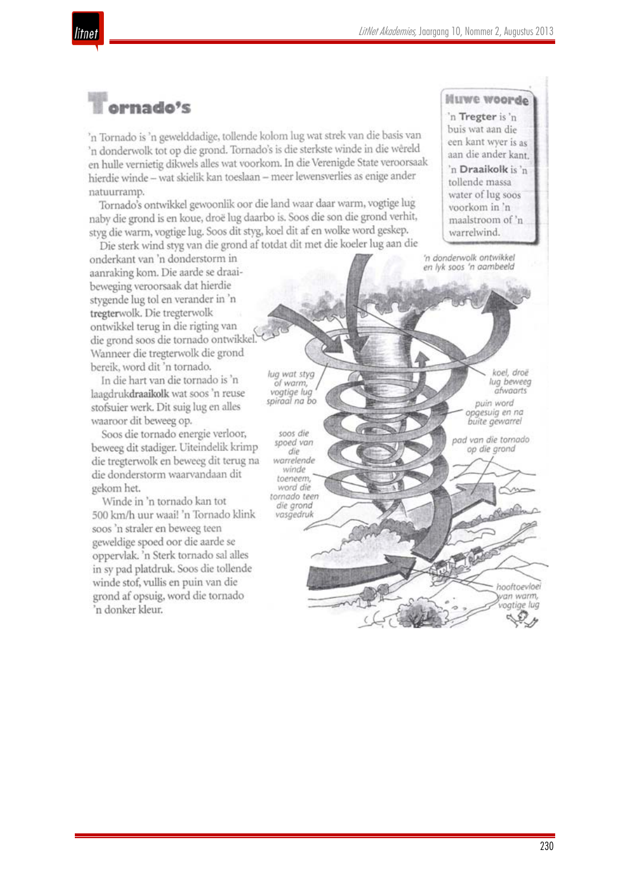# Tornado's

'n Tornado is 'n geweldddadige, tollende kolom lug wat strek van die basis van 'n donderwolk tot op die grond. Tornado's is die sterkste winde in die wêreld en hulle vernietig dikwels alles wat voorkom. In die Verenigde State veroorsaak hierdie winde – wat skielik kan toeslaan – meer lewensverlies as enige ander natuurramp.

Tornado's ontwikkel gewoonlik oor die land waar daar warm, vogtige lug naby die grond is en koue, droë lug daarbo is. Soos die son die grond verhit, styg die warm, vogtige lug. Soos dit styg, koel dit af en wolke word geskep.

Die sterk wind styg van die grond af totdat dit met die koeler lug aan die onderkant van 'n donderstorm in aanraking kom. Die aarde se draaibeweging veroorsaak dat hierdie stygende lug tol en verander in 'n **tregter**wolk. Die tregterwolk ontwikkel terug in die rigting van die grond soos die tornado ontwikkel. Wanneer die tregterwolk die grond bereik, word dit 'n tornado.

In die hart van die tornado is 'n laagdruk**draaikolk** wat soos 'n reuse stofsuier werk. Dit suig lug en alles waaroor dit beweeg op.

Soos die tornado energie verloor, beweeg dit stadiger. Uiteindelik krimp die tregterwolk en beweeg dit terug na die donderstorm waarvandaan dit gekom het.

Winde in 'n tornado kan tot 500 km/h uur waai! 'n Tornado klink soos 'n straler en beweeg teen geweldige spoed oor die aarde se oppervlak. 'n Sterk tornado sal alles in sy pad platdruk. Soos die tollende winde stof, vullis en puin van die grond af opsuig, word die tornado 'n donker kleur.

**Nuwe woorde**

'n **Tregter** is 'n buis wat aan die een kant wyer is as aan die ander kant.

'n **Draaikolk** is 'n tollende massa water of lug soos voorkom in 'n maalstroom of 'n warrelwind.

'n donderwolk ontwikkel en lyk soos 'n aambeeld

lug wat styg of warm, vogtige lug spiraal na bo

koel, droë lug beweeg afwaarts

puin word opgesuig en na buite gewarrel

soos die spoed van die warrelende winde toeneem, word die tornado teen die grond vasgedruk

pad van die tornado op die grond

hooftoevloei van warm, vogtige lug